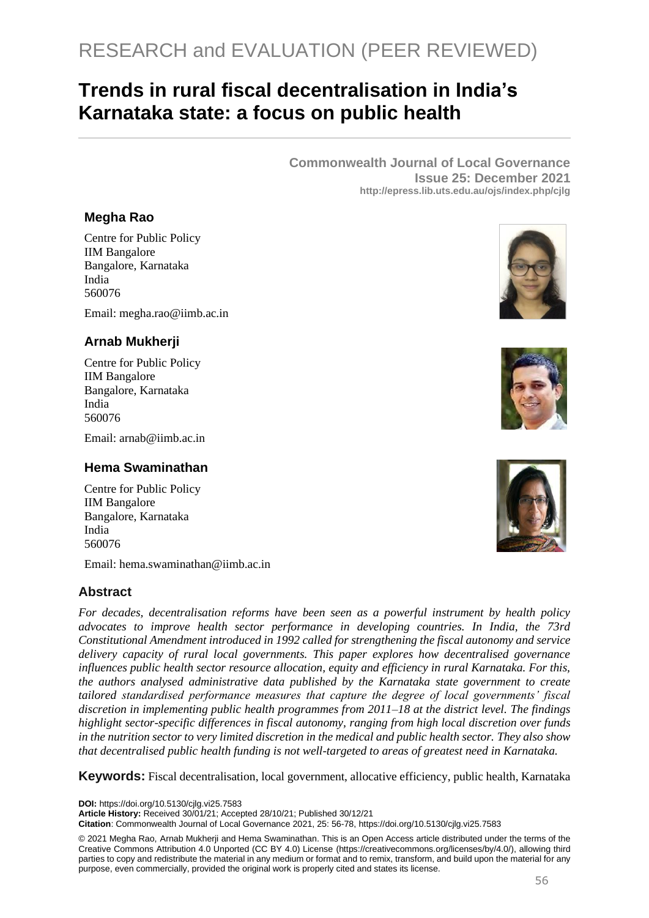RESEARCH and EVALUATION (PEER REVIEWED)

# Trends in rural fiscal decentralisation in India's Karnataka state: a focus on public health

**Commonwealth Journal of Local Governance**
**Issue 25: December 2021**
**http://epress.lib.uts.edu.au/ojs/index.php/cjlg**

### Megha Rao

Centre for Public Policy
IIM Bangalore
Bangalore, Karnataka
India
560076

Email: megha.rao@iimb.ac.in

### Arnab Mukherji

Centre for Public Policy
IIM Bangalore
Bangalore, Karnataka
India
560076

Email: arnab@iimb.ac.in

### Hema Swaminathan

Centre for Public Policy
IIM Bangalore
Bangalore, Karnataka
India
560076

Email: hema.swaminathan@iimb.ac.in

## Abstract

*For decades, decentralisation reforms have been seen as a powerful instrument by health policy advocates to improve health sector performance in developing countries. In India, the 73rd Constitutional Amendment introduced in 1992 called for strengthening the fiscal autonomy and service delivery capacity of rural local governments. This paper explores how decentralised governance influences public health sector resource allocation, equity and efficiency in rural Karnataka. For this, the authors analysed administrative data published by the Karnataka state government to create tailored standardised performance measures that capture the degree of local governments' fiscal discretion in implementing public health programmes from 2011–18 at the district level. The findings highlight sector-specific differences in fiscal autonomy, ranging from high local discretion over funds in the nutrition sector to very limited discretion in the medical and public health sector. They also show that decentralised public health funding is not well-targeted to areas of greatest need in Karnataka.*

**Keywords:** Fiscal decentralisation, local government, allocative efficiency, public health, Karnataka

**DOI:** https://doi.org/10.5130/cjlg.vi25.7583
**Article History:** Received 30/01/21; Accepted 28/10/21; Published 30/12/21
**Citation**: Commonwealth Journal of Local Governance 2021, 25: 56-78, https://doi.org/10.5130/cjlg.vi25.7583

© 2021 Megha Rao, Arnab Mukherji and Hema Swaminathan. This is an Open Access article distributed under the terms of the Creative Commons Attribution 4.0 Unported (CC BY 4.0) License (https://creativecommons.org/licenses/by/4.0/), allowing third parties to copy and redistribute the material in any medium or format and to remix, transform, and build upon the material for any purpose, even commercially, provided the original work is properly cited and states its license.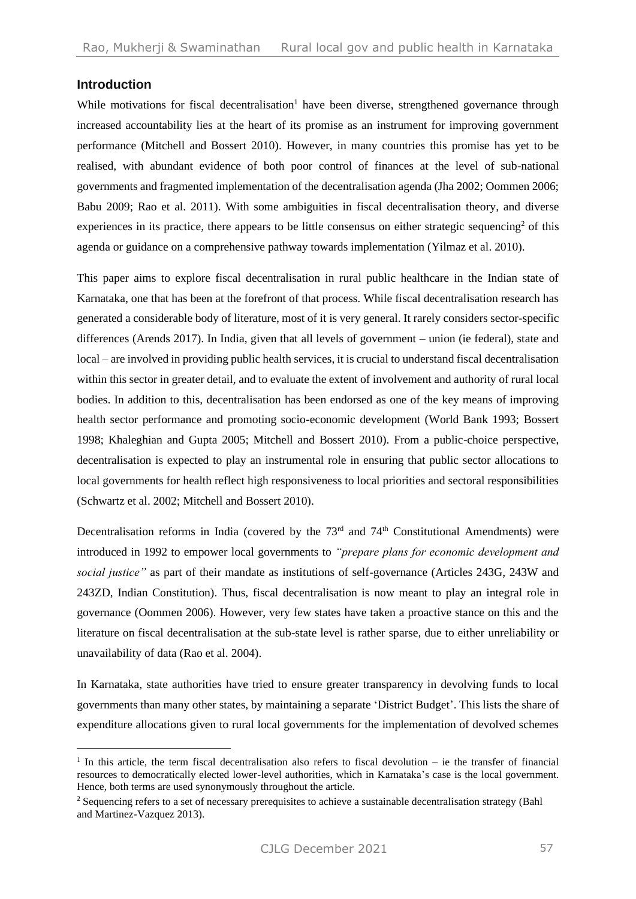## Introduction

While motivations for fiscal decentralisation[1] have been diverse, strengthened governance through increased accountability lies at the heart of its promise as an instrument for improving government performance (Mitchell and Bossert 2010). However, in many countries this promise has yet to be realised, with abundant evidence of both poor control of finances at the level of sub-national governments and fragmented implementation of the decentralisation agenda (Jha 2002; Oommen 2006; Babu 2009; Rao et al. 2011). With some ambiguities in fiscal decentralisation theory, and diverse experiences in its practice, there appears to be little consensus on either strategic sequencing[2] of this agenda or guidance on a comprehensive pathway towards implementation (Yilmaz et al. 2010).

This paper aims to explore fiscal decentralisation in rural public healthcare in the Indian state of Karnataka, one that has been at the forefront of that process. While fiscal decentralisation research has generated a considerable body of literature, most of it is very general. It rarely considers sector-specific differences (Arends 2017). In India, given that all levels of government – union (ie federal), state and local – are involved in providing public health services, it is crucial to understand fiscal decentralisation within this sector in greater detail, and to evaluate the extent of involvement and authority of rural local bodies. In addition to this, decentralisation has been endorsed as one of the key means of improving health sector performance and promoting socio-economic development (World Bank 1993; Bossert 1998; Khaleghian and Gupta 2005; Mitchell and Bossert 2010). From a public-choice perspective, decentralisation is expected to play an instrumental role in ensuring that public sector allocations to local governments for health reflect high responsiveness to local priorities and sectoral responsibilities (Schwartz et al. 2002; Mitchell and Bossert 2010).

Decentralisation reforms in India (covered by the 73rd and 74th Constitutional Amendments) were introduced in 1992 to empower local governments to *"prepare plans for economic development and social justice"* as part of their mandate as institutions of self-governance (Articles 243G, 243W and 243ZD, Indian Constitution). Thus, fiscal decentralisation is now meant to play an integral role in governance (Oommen 2006). However, very few states have taken a proactive stance on this and the literature on fiscal decentralisation at the sub-state level is rather sparse, due to either unreliability or unavailability of data (Rao et al. 2004).

In Karnataka, state authorities have tried to ensure greater transparency in devolving funds to local governments than many other states, by maintaining a separate 'District Budget'. This lists the share of expenditure allocations given to rural local governments for the implementation of devolved schemes

[1] In this article, the term fiscal decentralisation also refers to fiscal devolution – ie the transfer of financial resources to democratically elected lower-level authorities, which in Karnataka's case is the local government. Hence, both terms are used synonymously throughout the article.

[2] Sequencing refers to a set of necessary prerequisites to achieve a sustainable decentralisation strategy (Bahl and Martinez-Vazquez 2013).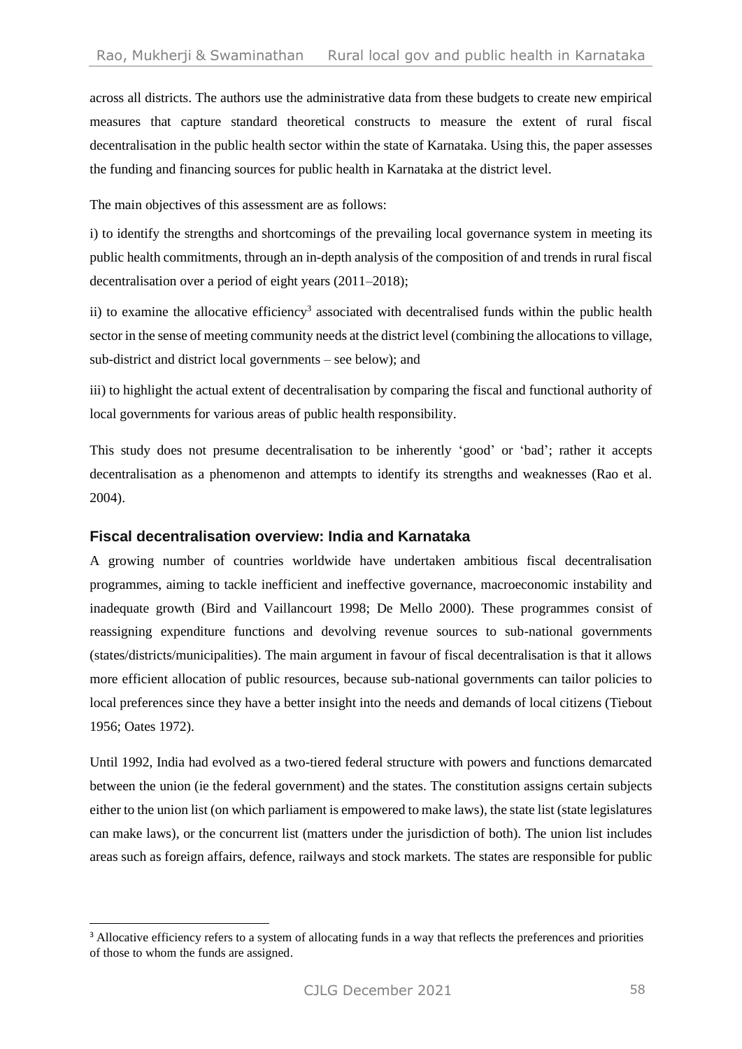across all districts. The authors use the administrative data from these budgets to create new empirical measures that capture standard theoretical constructs to measure the extent of rural fiscal decentralisation in the public health sector within the state of Karnataka. Using this, the paper assesses the funding and financing sources for public health in Karnataka at the district level.

The main objectives of this assessment are as follows:

i) to identify the strengths and shortcomings of the prevailing local governance system in meeting its public health commitments, through an in-depth analysis of the composition of and trends in rural fiscal decentralisation over a period of eight years (2011–2018);

ii) to examine the allocative efficiency[3] associated with decentralised funds within the public health sector in the sense of meeting community needs at the district level (combining the allocations to village, sub-district and district local governments – see below); and

iii) to highlight the actual extent of decentralisation by comparing the fiscal and functional authority of local governments for various areas of public health responsibility.

This study does not presume decentralisation to be inherently 'good' or 'bad'; rather it accepts decentralisation as a phenomenon and attempts to identify its strengths and weaknesses (Rao et al. 2004).

## Fiscal decentralisation overview: India and Karnataka

A growing number of countries worldwide have undertaken ambitious fiscal decentralisation programmes, aiming to tackle inefficient and ineffective governance, macroeconomic instability and inadequate growth (Bird and Vaillancourt 1998; De Mello 2000). These programmes consist of reassigning expenditure functions and devolving revenue sources to sub-national governments (states/districts/municipalities). The main argument in favour of fiscal decentralisation is that it allows more efficient allocation of public resources, because sub-national governments can tailor policies to local preferences since they have a better insight into the needs and demands of local citizens (Tiebout 1956; Oates 1972).

Until 1992, India had evolved as a two-tiered federal structure with powers and functions demarcated between the union (ie the federal government) and the states. The constitution assigns certain subjects either to the union list (on which parliament is empowered to make laws), the state list (state legislatures can make laws), or the concurrent list (matters under the jurisdiction of both). The union list includes areas such as foreign affairs, defence, railways and stock markets. The states are responsible for public

[3] Allocative efficiency refers to a system of allocating funds in a way that reflects the preferences and priorities of those to whom the funds are assigned.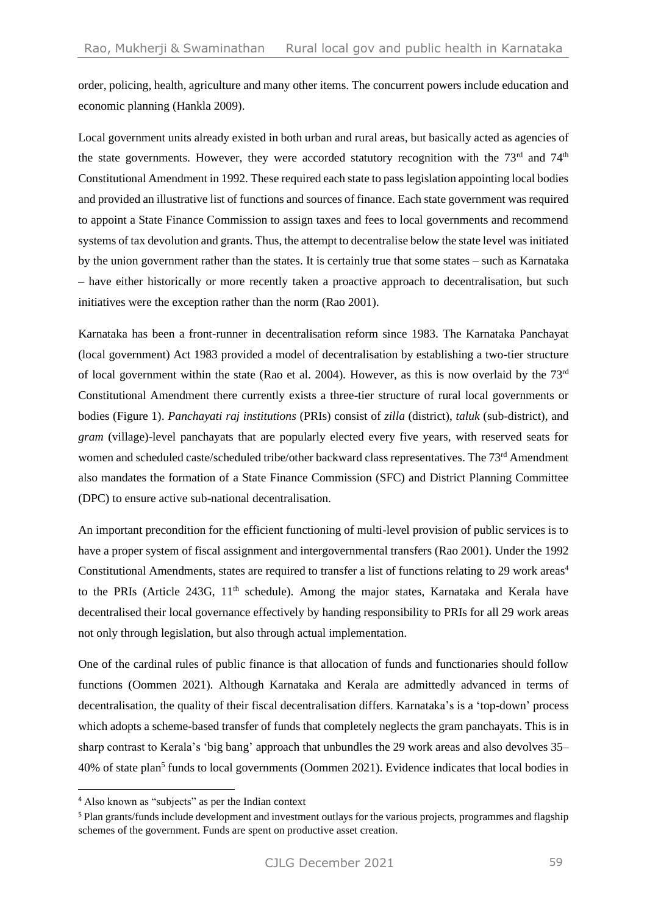order, policing, health, agriculture and many other items. The concurrent powers include education and economic planning (Hankla 2009).

Local government units already existed in both urban and rural areas, but basically acted as agencies of the state governments. However, they were accorded statutory recognition with the 73rd and 74th Constitutional Amendment in 1992. These required each state to pass legislation appointing local bodies and provided an illustrative list of functions and sources of finance. Each state government was required to appoint a State Finance Commission to assign taxes and fees to local governments and recommend systems of tax devolution and grants. Thus, the attempt to decentralise below the state level was initiated by the union government rather than the states. It is certainly true that some states – such as Karnataka – have either historically or more recently taken a proactive approach to decentralisation, but such initiatives were the exception rather than the norm (Rao 2001).

Karnataka has been a front-runner in decentralisation reform since 1983. The Karnataka Panchayat (local government) Act 1983 provided a model of decentralisation by establishing a two-tier structure of local government within the state (Rao et al. 2004). However, as this is now overlaid by the 73rd Constitutional Amendment there currently exists a three-tier structure of rural local governments or bodies (Figure 1). *Panchayati raj institutions* (PRIs) consist of *zilla* (district), *taluk* (sub-district), and *gram* (village)-level panchayats that are popularly elected every five years, with reserved seats for women and scheduled caste/scheduled tribe/other backward class representatives. The 73rd Amendment also mandates the formation of a State Finance Commission (SFC) and District Planning Committee (DPC) to ensure active sub-national decentralisation.

An important precondition for the efficient functioning of multi-level provision of public services is to have a proper system of fiscal assignment and intergovernmental transfers (Rao 2001). Under the 1992 Constitutional Amendments, states are required to transfer a list of functions relating to 29 work areas[4] to the PRIs (Article 243G, 11th schedule). Among the major states, Karnataka and Kerala have decentralised their local governance effectively by handing responsibility to PRIs for all 29 work areas not only through legislation, but also through actual implementation.

One of the cardinal rules of public finance is that allocation of funds and functionaries should follow functions (Oommen 2021). Although Karnataka and Kerala are admittedly advanced in terms of decentralisation, the quality of their fiscal decentralisation differs. Karnataka's is a 'top-down' process which adopts a scheme-based transfer of funds that completely neglects the gram panchayats. This is in sharp contrast to Kerala's 'big bang' approach that unbundles the 29 work areas and also devolves 35–40% of state plan[5] funds to local governments (Oommen 2021). Evidence indicates that local bodies in

[4] Also known as "subjects" as per the Indian context

[5] Plan grants/funds include development and investment outlays for the various projects, programmes and flagship schemes of the government. Funds are spent on productive asset creation.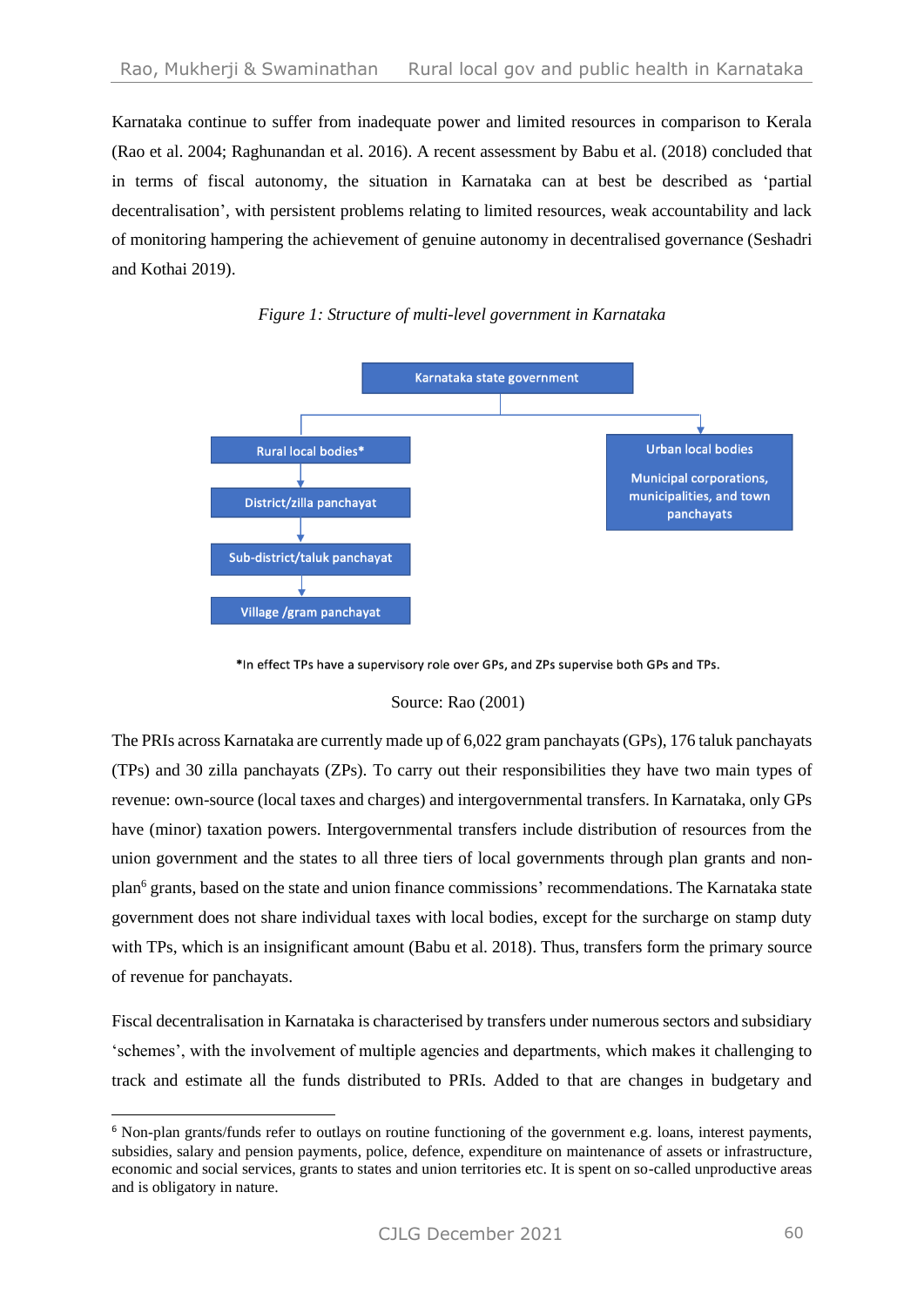Karnataka continue to suffer from inadequate power and limited resources in comparison to Kerala (Rao et al. 2004; Raghunandan et al. 2016). A recent assessment by Babu et al. (2018) concluded that in terms of fiscal autonomy, the situation in Karnataka can at best be described as 'partial decentralisation', with persistent problems relating to limited resources, weak accountability and lack of monitoring hampering the achievement of genuine autonomy in decentralised governance (Seshadri and Kothai 2019).

*Figure 1: Structure of multi-level government in Karnataka*

Karnataka state government

Rural local bodies*

District/zilla panchayat

Sub-district/taluk panchayat

Village /gram panchayat

Urban local bodies

Municipal corporations, municipalities, and town panchayats

*In effect TPs have a supervisory role over GPs, and ZPs supervise both GPs and TPs.

Source: Rao (2001)

The PRIs across Karnataka are currently made up of 6,022 gram panchayats (GPs), 176 taluk panchayats (TPs) and 30 zilla panchayats (ZPs). To carry out their responsibilities they have two main types of revenue: own-source (local taxes and charges) and intergovernmental transfers. In Karnataka, only GPs have (minor) taxation powers. Intergovernmental transfers include distribution of resources from the union government and the states to all three tiers of local governments through plan grants and non-plan[6] grants, based on the state and union finance commissions' recommendations. The Karnataka state government does not share individual taxes with local bodies, except for the surcharge on stamp duty with TPs, which is an insignificant amount (Babu et al. 2018). Thus, transfers form the primary source of revenue for panchayats.

Fiscal decentralisation in Karnataka is characterised by transfers under numerous sectors and subsidiary 'schemes', with the involvement of multiple agencies and departments, which makes it challenging to track and estimate all the funds distributed to PRIs. Added to that are changes in budgetary and

---

[6] Non-plan grants/funds refer to outlays on routine functioning of the government e.g. loans, interest payments, subsidies, salary and pension payments, police, defence, expenditure on maintenance of assets or infrastructure, economic and social services, grants to states and union territories etc. It is spent on so-called unproductive areas and is obligatory in nature.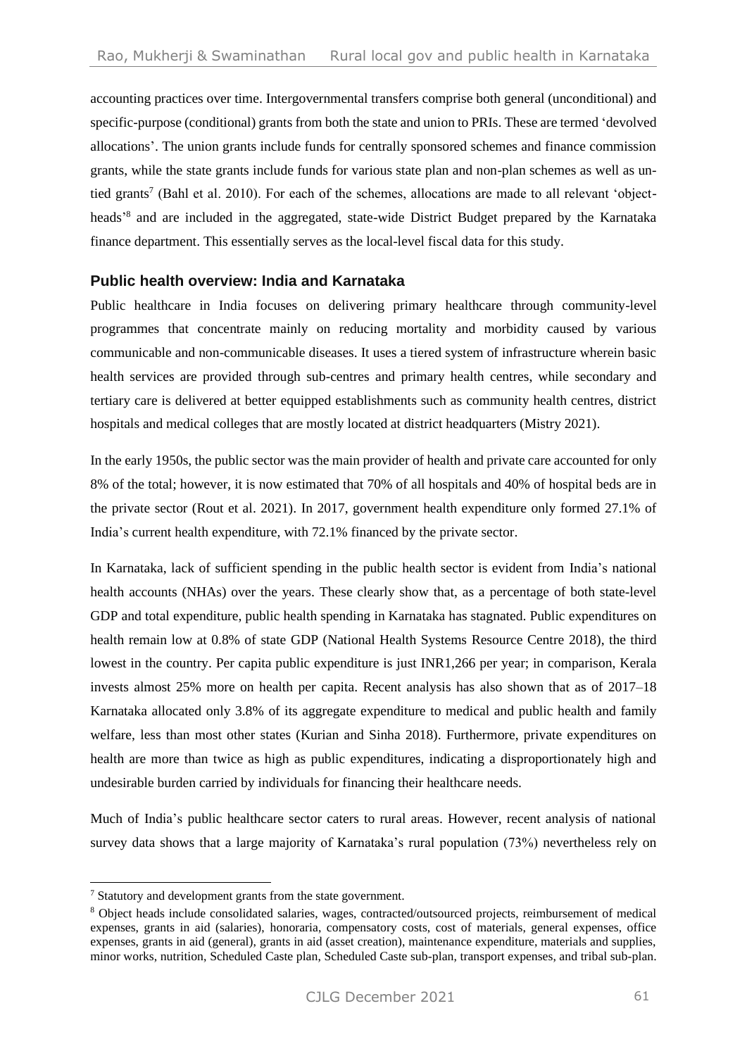accounting practices over time. Intergovernmental transfers comprise both general (unconditional) and specific-purpose (conditional) grants from both the state and union to PRIs. These are termed 'devolved allocations'. The union grants include funds for centrally sponsored schemes and finance commission grants, while the state grants include funds for various state plan and non-plan schemes as well as untied grants[7] (Bahl et al. 2010). For each of the schemes, allocations are made to all relevant 'object-heads'[8] and are included in the aggregated, state-wide District Budget prepared by the Karnataka finance department. This essentially serves as the local-level fiscal data for this study.

## Public health overview: India and Karnataka

Public healthcare in India focuses on delivering primary healthcare through community-level programmes that concentrate mainly on reducing mortality and morbidity caused by various communicable and non-communicable diseases. It uses a tiered system of infrastructure wherein basic health services are provided through sub-centres and primary health centres, while secondary and tertiary care is delivered at better equipped establishments such as community health centres, district hospitals and medical colleges that are mostly located at district headquarters (Mistry 2021).

In the early 1950s, the public sector was the main provider of health and private care accounted for only 8% of the total; however, it is now estimated that 70% of all hospitals and 40% of hospital beds are in the private sector (Rout et al. 2021). In 2017, government health expenditure only formed 27.1% of India's current health expenditure, with 72.1% financed by the private sector.

In Karnataka, lack of sufficient spending in the public health sector is evident from India's national health accounts (NHAs) over the years. These clearly show that, as a percentage of both state-level GDP and total expenditure, public health spending in Karnataka has stagnated. Public expenditures on health remain low at 0.8% of state GDP (National Health Systems Resource Centre 2018), the third lowest in the country. Per capita public expenditure is just INR1,266 per year; in comparison, Kerala invests almost 25% more on health per capita. Recent analysis has also shown that as of 2017–18 Karnataka allocated only 3.8% of its aggregate expenditure to medical and public health and family welfare, less than most other states (Kurian and Sinha 2018). Furthermore, private expenditures on health are more than twice as high as public expenditures, indicating a disproportionately high and undesirable burden carried by individuals for financing their healthcare needs.

Much of India's public healthcare sector caters to rural areas. However, recent analysis of national survey data shows that a large majority of Karnataka's rural population (73%) nevertheless rely on

---

[7] Statutory and development grants from the state government.

[8] Object heads include consolidated salaries, wages, contracted/outsourced projects, reimbursement of medical expenses, grants in aid (salaries), honoraria, compensatory costs, cost of materials, general expenses, office expenses, grants in aid (general), grants in aid (asset creation), maintenance expenditure, materials and supplies, minor works, nutrition, Scheduled Caste plan, Scheduled Caste sub-plan, transport expenses, and tribal sub-plan.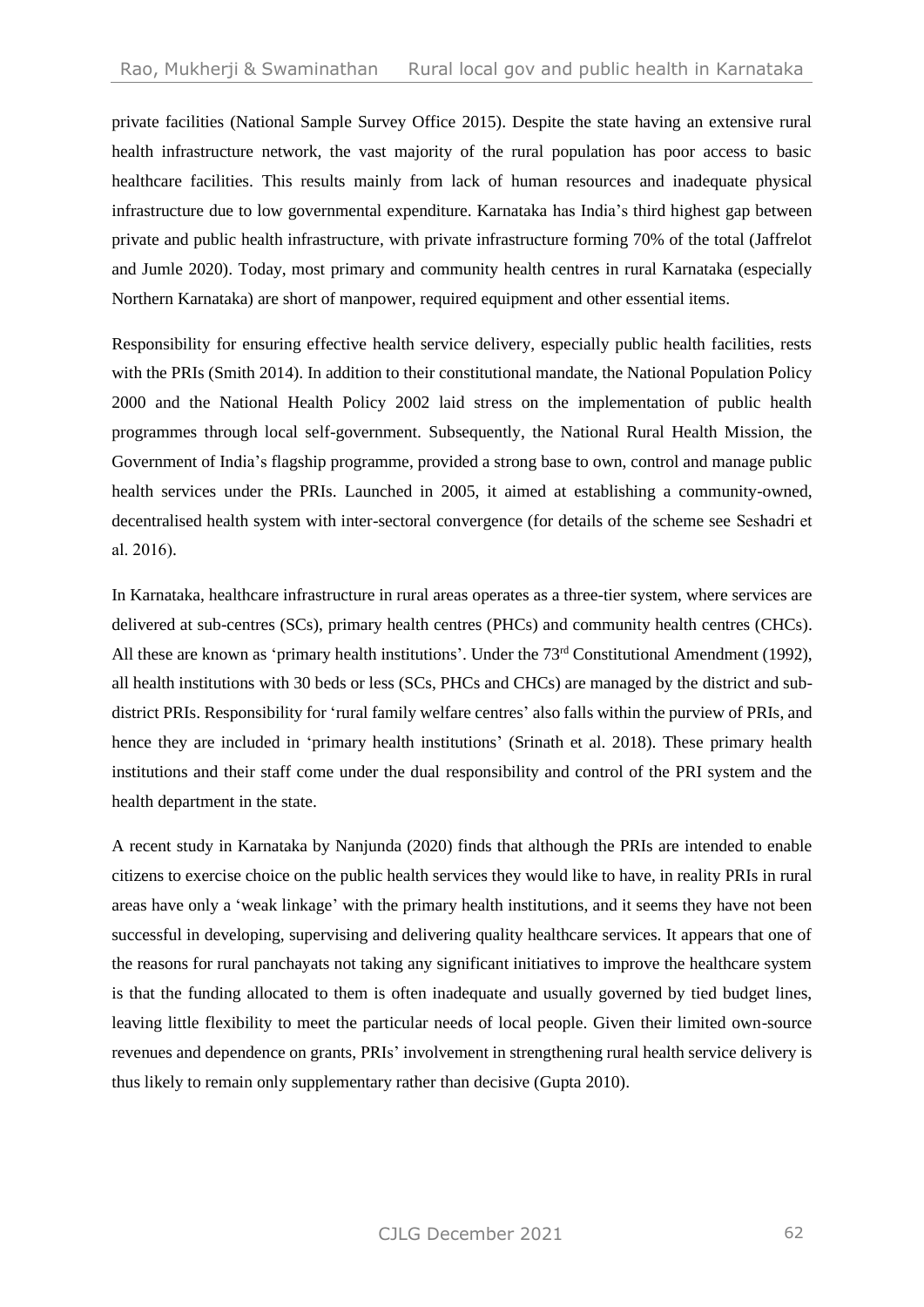private facilities (National Sample Survey Office 2015). Despite the state having an extensive rural health infrastructure network, the vast majority of the rural population has poor access to basic healthcare facilities. This results mainly from lack of human resources and inadequate physical infrastructure due to low governmental expenditure. Karnataka has India's third highest gap between private and public health infrastructure, with private infrastructure forming 70% of the total (Jaffrelot and Jumle 2020). Today, most primary and community health centres in rural Karnataka (especially Northern Karnataka) are short of manpower, required equipment and other essential items.

Responsibility for ensuring effective health service delivery, especially public health facilities, rests with the PRIs (Smith 2014). In addition to their constitutional mandate, the National Population Policy 2000 and the National Health Policy 2002 laid stress on the implementation of public health programmes through local self-government. Subsequently, the National Rural Health Mission, the Government of India's flagship programme, provided a strong base to own, control and manage public health services under the PRIs. Launched in 2005, it aimed at establishing a community-owned, decentralised health system with inter-sectoral convergence (for details of the scheme see Seshadri et al. 2016).

In Karnataka, healthcare infrastructure in rural areas operates as a three-tier system, where services are delivered at sub-centres (SCs), primary health centres (PHCs) and community health centres (CHCs). All these are known as 'primary health institutions'. Under the 73rd Constitutional Amendment (1992), all health institutions with 30 beds or less (SCs, PHCs and CHCs) are managed by the district and sub-district PRIs. Responsibility for 'rural family welfare centres' also falls within the purview of PRIs, and hence they are included in 'primary health institutions' (Srinath et al. 2018). These primary health institutions and their staff come under the dual responsibility and control of the PRI system and the health department in the state.

A recent study in Karnataka by Nanjunda (2020) finds that although the PRIs are intended to enable citizens to exercise choice on the public health services they would like to have, in reality PRIs in rural areas have only a 'weak linkage' with the primary health institutions, and it seems they have not been successful in developing, supervising and delivering quality healthcare services. It appears that one of the reasons for rural panchayats not taking any significant initiatives to improve the healthcare system is that the funding allocated to them is often inadequate and usually governed by tied budget lines, leaving little flexibility to meet the particular needs of local people. Given their limited own-source revenues and dependence on grants, PRIs' involvement in strengthening rural health service delivery is thus likely to remain only supplementary rather than decisive (Gupta 2010).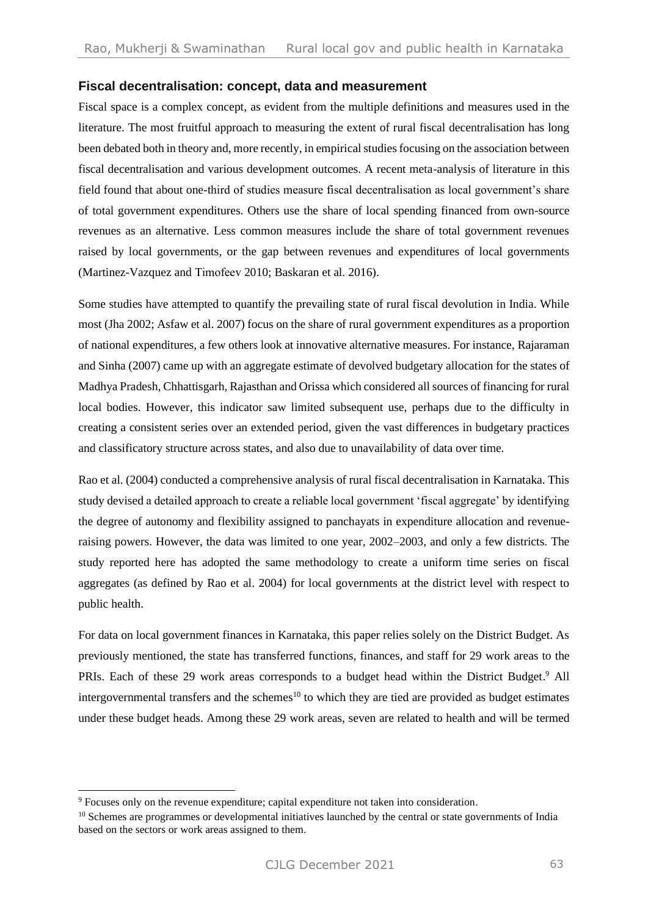## Fiscal decentralisation: concept, data and measurement

Fiscal space is a complex concept, as evident from the multiple definitions and measures used in the literature. The most fruitful approach to measuring the extent of rural fiscal decentralisation has long been debated both in theory and, more recently, in empirical studies focusing on the association between fiscal decentralisation and various development outcomes. A recent meta-analysis of literature in this field found that about one-third of studies measure fiscal decentralisation as local government's share of total government expenditures. Others use the share of local spending financed from own-source revenues as an alternative. Less common measures include the share of total government revenues raised by local governments, or the gap between revenues and expenditures of local governments (Martinez-Vazquez and Timofeev 2010; Baskaran et al. 2016).

Some studies have attempted to quantify the prevailing state of rural fiscal devolution in India. While most (Jha 2002; Asfaw et al. 2007) focus on the share of rural government expenditures as a proportion of national expenditures, a few others look at innovative alternative measures. For instance, Rajaraman and Sinha (2007) came up with an aggregate estimate of devolved budgetary allocation for the states of Madhya Pradesh, Chhattisgarh, Rajasthan and Orissa which considered all sources of financing for rural local bodies. However, this indicator saw limited subsequent use, perhaps due to the difficulty in creating a consistent series over an extended period, given the vast differences in budgetary practices and classificatory structure across states, and also due to unavailability of data over time.

Rao et al. (2004) conducted a comprehensive analysis of rural fiscal decentralisation in Karnataka. This study devised a detailed approach to create a reliable local government 'fiscal aggregate' by identifying the degree of autonomy and flexibility assigned to panchayats in expenditure allocation and revenue-raising powers. However, the data was limited to one year, 2002–2003, and only a few districts. The study reported here has adopted the same methodology to create a uniform time series on fiscal aggregates (as defined by Rao et al. 2004) for local governments at the district level with respect to public health.

For data on local government finances in Karnataka, this paper relies solely on the District Budget. As previously mentioned, the state has transferred functions, finances, and staff for 29 work areas to the PRIs. Each of these 29 work areas corresponds to a budget head within the District Budget.[9] All intergovernmental transfers and the schemes[10] to which they are tied are provided as budget estimates under these budget heads. Among these 29 work areas, seven are related to health and will be termed

[9] Focuses only on the revenue expenditure; capital expenditure not taken into consideration.

[10] Schemes are programmes or developmental initiatives launched by the central or state governments of India based on the sectors or work areas assigned to them.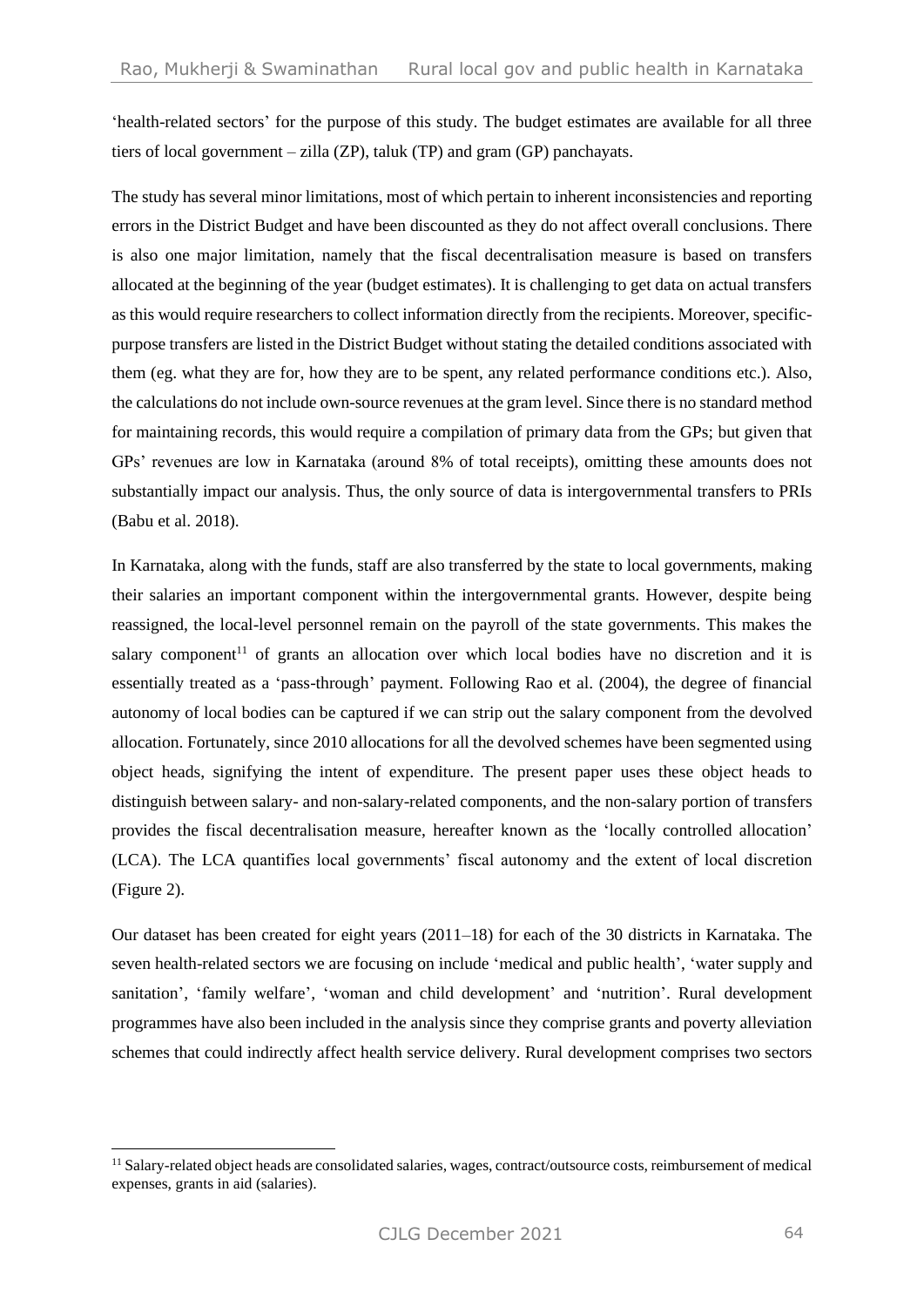'health-related sectors' for the purpose of this study. The budget estimates are available for all three tiers of local government – zilla (ZP), taluk (TP) and gram (GP) panchayats.

The study has several minor limitations, most of which pertain to inherent inconsistencies and reporting errors in the District Budget and have been discounted as they do not affect overall conclusions. There is also one major limitation, namely that the fiscal decentralisation measure is based on transfers allocated at the beginning of the year (budget estimates). It is challenging to get data on actual transfers as this would require researchers to collect information directly from the recipients. Moreover, specific-purpose transfers are listed in the District Budget without stating the detailed conditions associated with them (eg. what they are for, how they are to be spent, any related performance conditions etc.). Also, the calculations do not include own-source revenues at the gram level. Since there is no standard method for maintaining records, this would require a compilation of primary data from the GPs; but given that GPs' revenues are low in Karnataka (around 8% of total receipts), omitting these amounts does not substantially impact our analysis. Thus, the only source of data is intergovernmental transfers to PRIs (Babu et al. 2018).

In Karnataka, along with the funds, staff are also transferred by the state to local governments, making their salaries an important component within the intergovernmental grants. However, despite being reassigned, the local-level personnel remain on the payroll of the state governments. This makes the salary component[11] of grants an allocation over which local bodies have no discretion and it is essentially treated as a 'pass-through' payment. Following Rao et al. (2004), the degree of financial autonomy of local bodies can be captured if we can strip out the salary component from the devolved allocation. Fortunately, since 2010 allocations for all the devolved schemes have been segmented using object heads, signifying the intent of expenditure. The present paper uses these object heads to distinguish between salary- and non-salary-related components, and the non-salary portion of transfers provides the fiscal decentralisation measure, hereafter known as the 'locally controlled allocation' (LCA). The LCA quantifies local governments' fiscal autonomy and the extent of local discretion (Figure 2).

Our dataset has been created for eight years (2011–18) for each of the 30 districts in Karnataka. The seven health-related sectors we are focusing on include 'medical and public health', 'water supply and sanitation', 'family welfare', 'woman and child development' and 'nutrition'. Rural development programmes have also been included in the analysis since they comprise grants and poverty alleviation schemes that could indirectly affect health service delivery. Rural development comprises two sectors

---

[11] Salary-related object heads are consolidated salaries, wages, contract/outsource costs, reimbursement of medical expenses, grants in aid (salaries).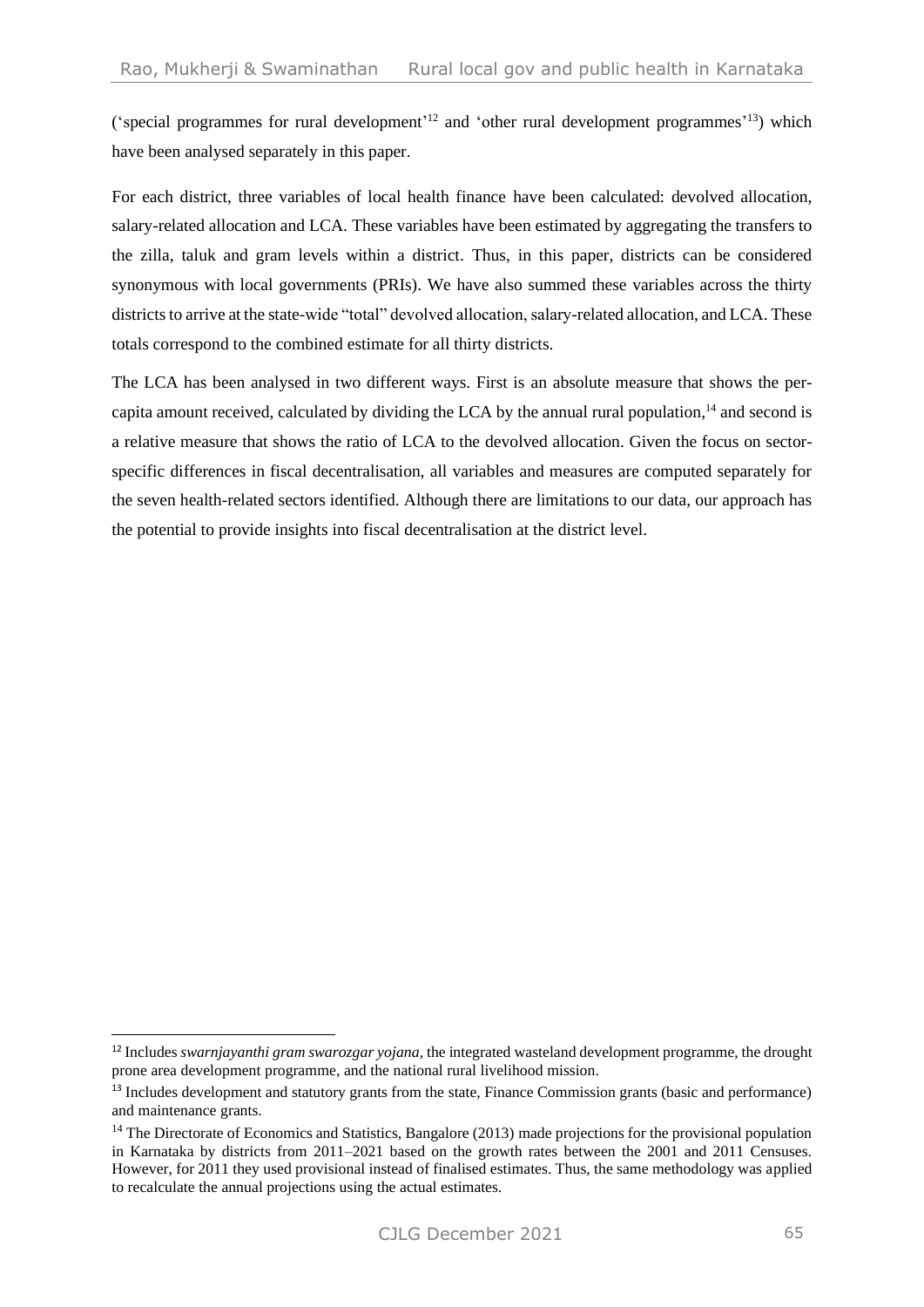('special programmes for rural development'[12] and 'other rural development programmes'[13]) which have been analysed separately in this paper.

For each district, three variables of local health finance have been calculated: devolved allocation, salary-related allocation and LCA. These variables have been estimated by aggregating the transfers to the zilla, taluk and gram levels within a district. Thus, in this paper, districts can be considered synonymous with local governments (PRIs). We have also summed these variables across the thirty districts to arrive at the state-wide "total" devolved allocation, salary-related allocation, and LCA. These totals correspond to the combined estimate for all thirty districts.

The LCA has been analysed in two different ways. First is an absolute measure that shows the per-capita amount received, calculated by dividing the LCA by the annual rural population,[14] and second is a relative measure that shows the ratio of LCA to the devolved allocation. Given the focus on sector-specific differences in fiscal decentralisation, all variables and measures are computed separately for the seven health-related sectors identified. Although there are limitations to our data, our approach has the potential to provide insights into fiscal decentralisation at the district level.

---

[12] Includes *swarnjayanthi gram swarozgar yojana*, the integrated wasteland development programme, the drought prone area development programme, and the national rural livelihood mission.

[13] Includes development and statutory grants from the state, Finance Commission grants (basic and performance) and maintenance grants.

[14] The Directorate of Economics and Statistics, Bangalore (2013) made projections for the provisional population in Karnataka by districts from 2011–2021 based on the growth rates between the 2001 and 2011 Censuses. However, for 2011 they used provisional instead of finalised estimates. Thus, the same methodology was applied to recalculate the annual projections using the actual estimates.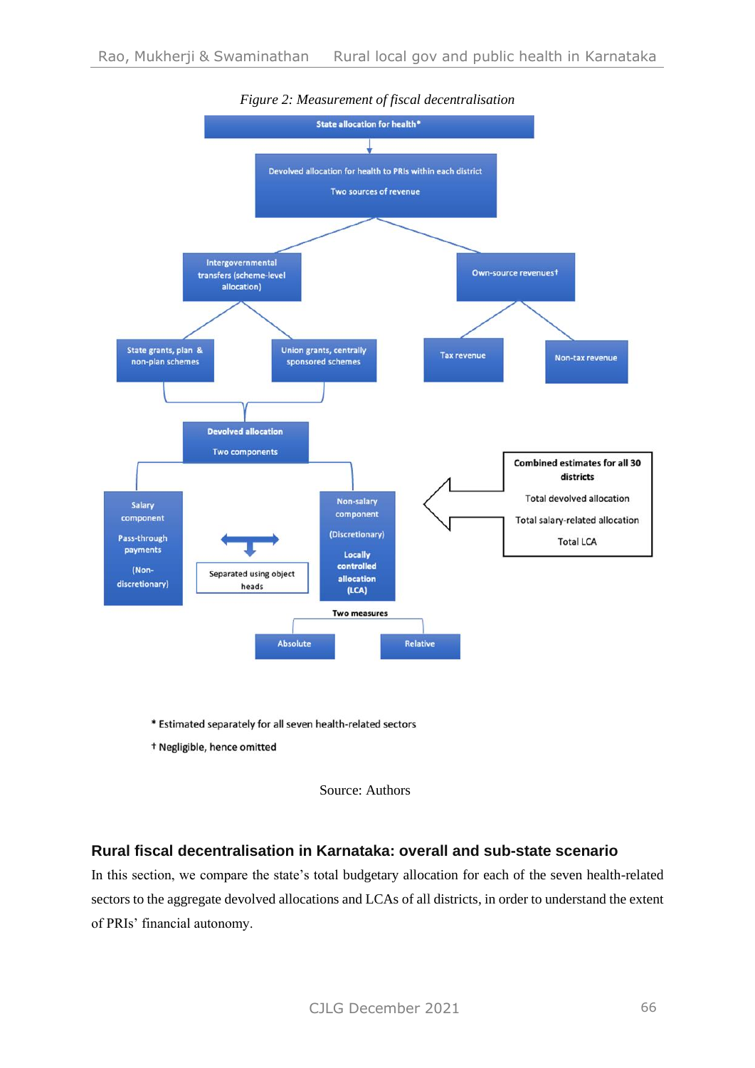*Figure 2: Measurement of fiscal decentralisation*

State allocation for health*

Devolved allocation for health to PRIs within each district

Two sources of revenue

Intergovernmental transfers (scheme-level allocation)

Own-source revenues†

State grants, plan & non-plan schemes

Union grants, centrally sponsored schemes

Tax revenue

Non-tax revenue

Devolved allocation

Two components

Salary component

Pass-through payments

(Non-discretionary)

Separated using object heads

Non-salary component

(Discretionary)

Locally controlled allocation (LCA)

Combined estimates for all 30 districts

Total devolved allocation

Total salary-related allocation

Total LCA

Two measures

Absolute

Relative

\* Estimated separately for all seven health-related sectors

† Negligible, hence omitted

Source: Authors

## Rural fiscal decentralisation in Karnataka: overall and sub-state scenario

In this section, we compare the state's total budgetary allocation for each of the seven health-related sectors to the aggregate devolved allocations and LCAs of all districts, in order to understand the extent of PRIs' financial autonomy.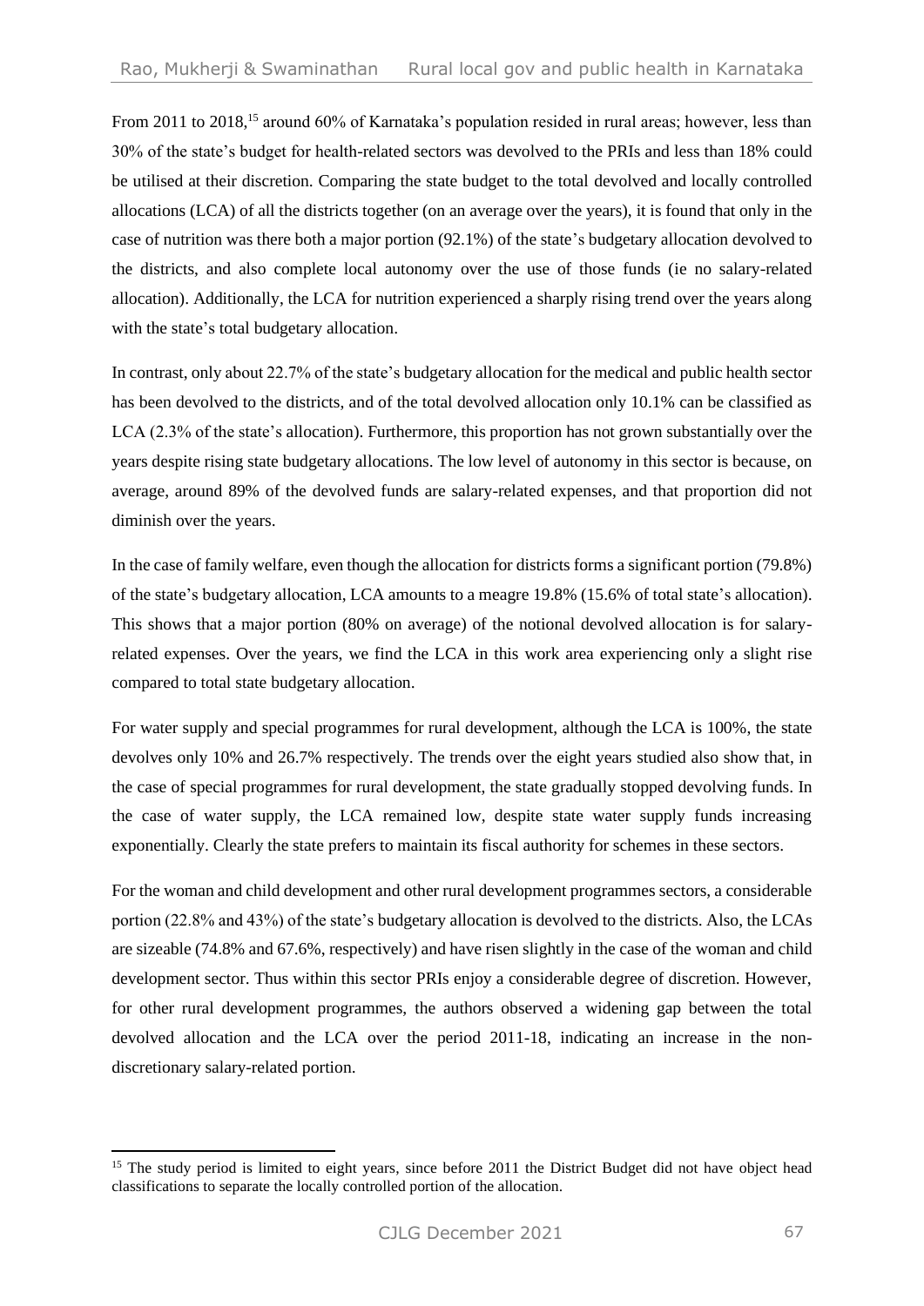From 2011 to 2018,[15] around 60% of Karnataka's population resided in rural areas; however, less than 30% of the state's budget for health-related sectors was devolved to the PRIs and less than 18% could be utilised at their discretion. Comparing the state budget to the total devolved and locally controlled allocations (LCA) of all the districts together (on an average over the years), it is found that only in the case of nutrition was there both a major portion (92.1%) of the state's budgetary allocation devolved to the districts, and also complete local autonomy over the use of those funds (ie no salary-related allocation). Additionally, the LCA for nutrition experienced a sharply rising trend over the years along with the state's total budgetary allocation.

In contrast, only about 22.7% of the state's budgetary allocation for the medical and public health sector has been devolved to the districts, and of the total devolved allocation only 10.1% can be classified as LCA (2.3% of the state's allocation). Furthermore, this proportion has not grown substantially over the years despite rising state budgetary allocations. The low level of autonomy in this sector is because, on average, around 89% of the devolved funds are salary-related expenses, and that proportion did not diminish over the years.

In the case of family welfare, even though the allocation for districts forms a significant portion (79.8%) of the state's budgetary allocation, LCA amounts to a meagre 19.8% (15.6% of total state's allocation). This shows that a major portion (80% on average) of the notional devolved allocation is for salary-related expenses. Over the years, we find the LCA in this work area experiencing only a slight rise compared to total state budgetary allocation.

For water supply and special programmes for rural development, although the LCA is 100%, the state devolves only 10% and 26.7% respectively. The trends over the eight years studied also show that, in the case of special programmes for rural development, the state gradually stopped devolving funds. In the case of water supply, the LCA remained low, despite state water supply funds increasing exponentially. Clearly the state prefers to maintain its fiscal authority for schemes in these sectors.

For the woman and child development and other rural development programmes sectors, a considerable portion (22.8% and 43%) of the state's budgetary allocation is devolved to the districts. Also, the LCAs are sizeable (74.8% and 67.6%, respectively) and have risen slightly in the case of the woman and child development sector. Thus within this sector PRIs enjoy a considerable degree of discretion. However, for other rural development programmes, the authors observed a widening gap between the total devolved allocation and the LCA over the period 2011-18, indicating an increase in the non-discretionary salary-related portion.

---

[15] The study period is limited to eight years, since before 2011 the District Budget did not have object head classifications to separate the locally controlled portion of the allocation.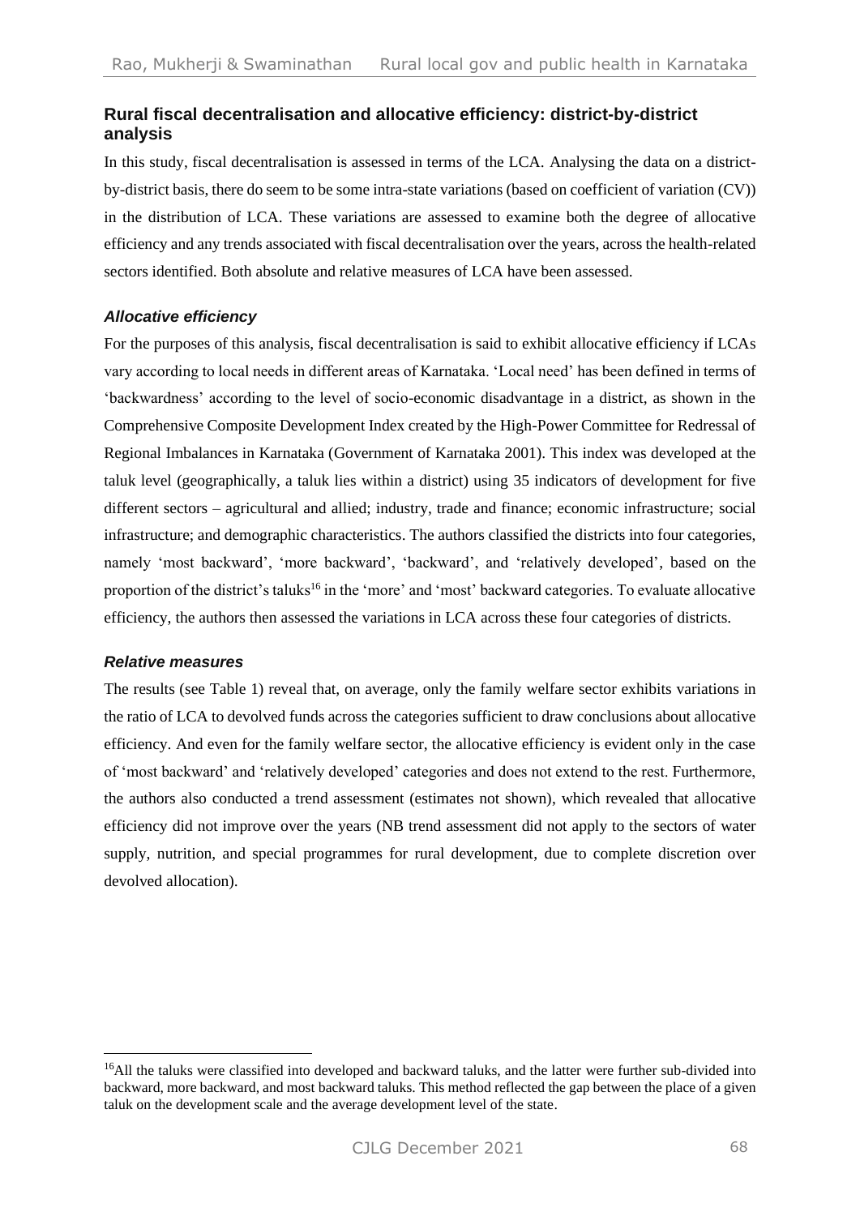## Rural fiscal decentralisation and allocative efficiency: district-by-district analysis

In this study, fiscal decentralisation is assessed in terms of the LCA. Analysing the data on a district-by-district basis, there do seem to be some intra-state variations (based on coefficient of variation (CV)) in the distribution of LCA. These variations are assessed to examine both the degree of allocative efficiency and any trends associated with fiscal decentralisation over the years, across the health-related sectors identified. Both absolute and relative measures of LCA have been assessed.

### *Allocative efficiency*

For the purposes of this analysis, fiscal decentralisation is said to exhibit allocative efficiency if LCAs vary according to local needs in different areas of Karnataka. 'Local need' has been defined in terms of 'backwardness' according to the level of socio-economic disadvantage in a district, as shown in the Comprehensive Composite Development Index created by the High-Power Committee for Redressal of Regional Imbalances in Karnataka (Government of Karnataka 2001). This index was developed at the taluk level (geographically, a taluk lies within a district) using 35 indicators of development for five different sectors – agricultural and allied; industry, trade and finance; economic infrastructure; social infrastructure; and demographic characteristics. The authors classified the districts into four categories, namely 'most backward', 'more backward', 'backward', and 'relatively developed', based on the proportion of the district's taluks[16] in the 'more' and 'most' backward categories. To evaluate allocative efficiency, the authors then assessed the variations in LCA across these four categories of districts.

### *Relative measures*

The results (see Table 1) reveal that, on average, only the family welfare sector exhibits variations in the ratio of LCA to devolved funds across the categories sufficient to draw conclusions about allocative efficiency. And even for the family welfare sector, the allocative efficiency is evident only in the case of 'most backward' and 'relatively developed' categories and does not extend to the rest. Furthermore, the authors also conducted a trend assessment (estimates not shown), which revealed that allocative efficiency did not improve over the years (NB trend assessment did not apply to the sectors of water supply, nutrition, and special programmes for rural development, due to complete discretion over devolved allocation).

[16] All the taluks were classified into developed and backward taluks, and the latter were further sub-divided into backward, more backward, and most backward taluks. This method reflected the gap between the place of a given taluk on the development scale and the average development level of the state.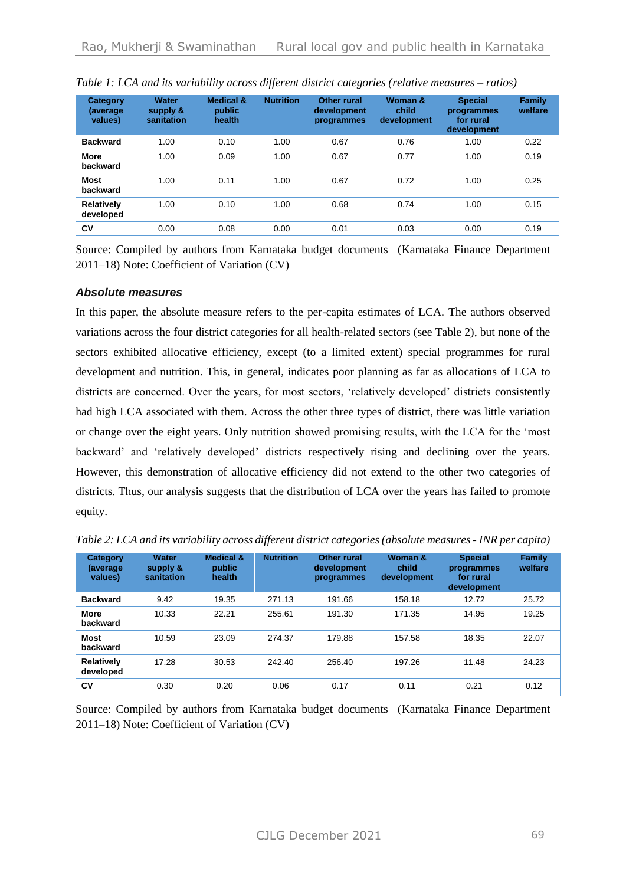*Table 1: LCA and its variability across different district categories (relative measures – ratios)*

| Category (average values) | Water supply & sanitation | Medical & public health | Nutrition | Other rural development programmes | Woman & child development | Special programmes for rural development | Family welfare |
|---|---|---|---|---|---|---|---|
| **Backward** | 1.00 | 0.10 | 1.00 | 0.67 | 0.76 | 1.00 | 0.22 |
| **More backward** | 1.00 | 0.09 | 1.00 | 0.67 | 0.77 | 1.00 | 0.19 |
| **Most backward** | 1.00 | 0.11 | 1.00 | 0.67 | 0.72 | 1.00 | 0.25 |
| **Relatively developed** | 1.00 | 0.10 | 1.00 | 0.68 | 0.74 | 1.00 | 0.15 |
| **CV** | 0.00 | 0.08 | 0.00 | 0.01 | 0.03 | 0.00 | 0.19 |

Source: Compiled by authors from Karnataka budget documents (Karnataka Finance Department 2011–18) Note: Coefficient of Variation (CV)

### *Absolute measures*

In this paper, the absolute measure refers to the per-capita estimates of LCA. The authors observed variations across the four district categories for all health-related sectors (see Table 2), but none of the sectors exhibited allocative efficiency, except (to a limited extent) special programmes for rural development and nutrition. This, in general, indicates poor planning as far as allocations of LCA to districts are concerned. Over the years, for most sectors, 'relatively developed' districts consistently had high LCA associated with them. Across the other three types of district, there was little variation or change over the eight years. Only nutrition showed promising results, with the LCA for the 'most backward' and 'relatively developed' districts respectively rising and declining over the years. However, this demonstration of allocative efficiency did not extend to the other two categories of districts. Thus, our analysis suggests that the distribution of LCA over the years has failed to promote equity.

*Table 2: LCA and its variability across different district categories (absolute measures - INR per capita)*

| Category (average values) | Water supply & sanitation | Medical & public health | Nutrition | Other rural development programmes | Woman & child development | Special programmes for rural development | Family welfare |
|---|---|---|---|---|---|---|---|
| **Backward** | 9.42 | 19.35 | 271.13 | 191.66 | 158.18 | 12.72 | 25.72 |
| **More backward** | 10.33 | 22.21 | 255.61 | 191.30 | 171.35 | 14.95 | 19.25 |
| **Most backward** | 10.59 | 23.09 | 274.37 | 179.88 | 157.58 | 18.35 | 22.07 |
| **Relatively developed** | 17.28 | 30.53 | 242.40 | 256.40 | 197.26 | 11.48 | 24.23 |
| **CV** | 0.30 | 0.20 | 0.06 | 0.17 | 0.11 | 0.21 | 0.12 |

Source: Compiled by authors from Karnataka budget documents (Karnataka Finance Department 2011–18) Note: Coefficient of Variation (CV)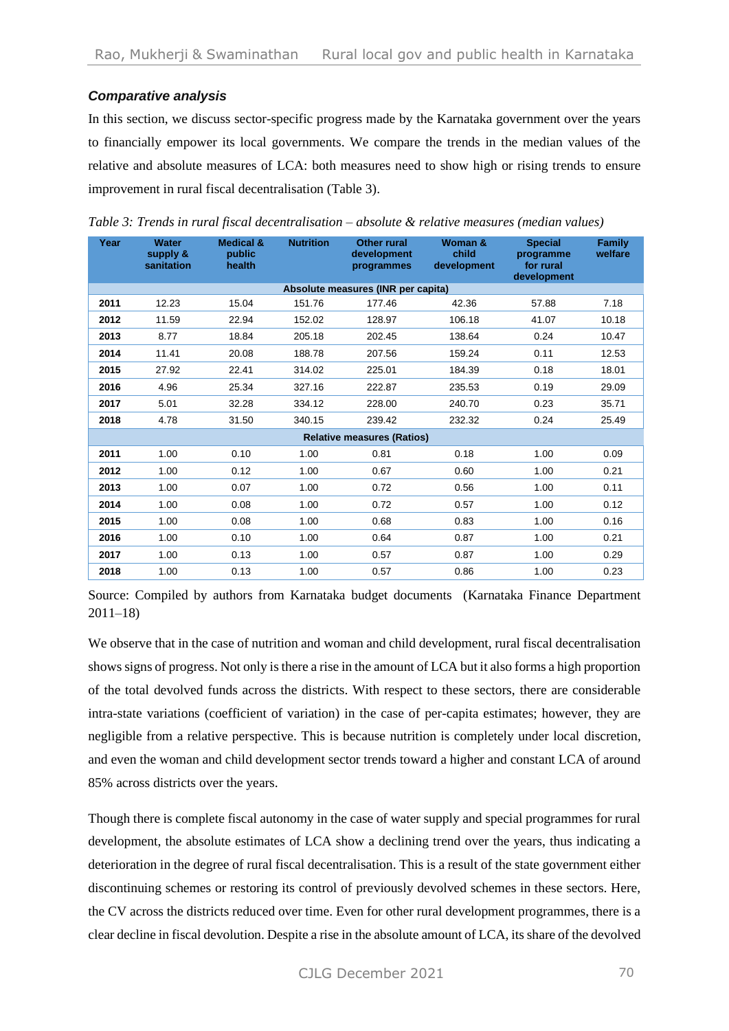### *Comparative analysis*

In this section, we discuss sector-specific progress made by the Karnataka government over the years to financially empower its local governments. We compare the trends in the median values of the relative and absolute measures of LCA: both measures need to show high or rising trends to ensure improvement in rural fiscal decentralisation (Table 3).

*Table 3: Trends in rural fiscal decentralisation – absolute & relative measures (median values)*

| Year | Water supply & sanitation | Medical & public health | Nutrition | Other rural development programmes | Woman & child development | Special programme for rural development | Family welfare |
|---|---|---|---|---|---|---|---|
| **Absolute measures (INR per capita)** | | | | | | | |
| **2011** | 12.23 | 15.04 | 151.76 | 177.46 | 42.36 | 57.88 | 7.18 |
| **2012** | 11.59 | 22.94 | 152.02 | 128.97 | 106.18 | 41.07 | 10.18 |
| **2013** | 8.77 | 18.84 | 205.18 | 202.45 | 138.64 | 0.24 | 10.47 |
| **2014** | 11.41 | 20.08 | 188.78 | 207.56 | 159.24 | 0.11 | 12.53 |
| **2015** | 27.92 | 22.41 | 314.02 | 225.01 | 184.39 | 0.18 | 18.01 |
| **2016** | 4.96 | 25.34 | 327.16 | 222.87 | 235.53 | 0.19 | 29.09 |
| **2017** | 5.01 | 32.28 | 334.12 | 228.00 | 240.70 | 0.23 | 35.71 |
| **2018** | 4.78 | 31.50 | 340.15 | 239.42 | 232.32 | 0.24 | 25.49 |
| **Relative measures (Ratios)** | | | | | | | |
| **2011** | 1.00 | 0.10 | 1.00 | 0.81 | 0.18 | 1.00 | 0.09 |
| **2012** | 1.00 | 0.12 | 1.00 | 0.67 | 0.60 | 1.00 | 0.21 |
| **2013** | 1.00 | 0.07 | 1.00 | 0.72 | 0.56 | 1.00 | 0.11 |
| **2014** | 1.00 | 0.08 | 1.00 | 0.72 | 0.57 | 1.00 | 0.12 |
| **2015** | 1.00 | 0.08 | 1.00 | 0.68 | 0.83 | 1.00 | 0.16 |
| **2016** | 1.00 | 0.10 | 1.00 | 0.64 | 0.87 | 1.00 | 0.21 |
| **2017** | 1.00 | 0.13 | 1.00 | 0.57 | 0.87 | 1.00 | 0.29 |
| **2018** | 1.00 | 0.13 | 1.00 | 0.57 | 0.86 | 1.00 | 0.23 |

Source: Compiled by authors from Karnataka budget documents (Karnataka Finance Department 2011–18)

We observe that in the case of nutrition and woman and child development, rural fiscal decentralisation shows signs of progress. Not only is there a rise in the amount of LCA but it also forms a high proportion of the total devolved funds across the districts. With respect to these sectors, there are considerable intra-state variations (coefficient of variation) in the case of per-capita estimates; however, they are negligible from a relative perspective. This is because nutrition is completely under local discretion, and even the woman and child development sector trends toward a higher and constant LCA of around 85% across districts over the years.

Though there is complete fiscal autonomy in the case of water supply and special programmes for rural development, the absolute estimates of LCA show a declining trend over the years, thus indicating a deterioration in the degree of rural fiscal decentralisation. This is a result of the state government either discontinuing schemes or restoring its control of previously devolved schemes in these sectors. Here, the CV across the districts reduced over time. Even for other rural development programmes, there is a clear decline in fiscal devolution. Despite a rise in the absolute amount of LCA, its share of the devolved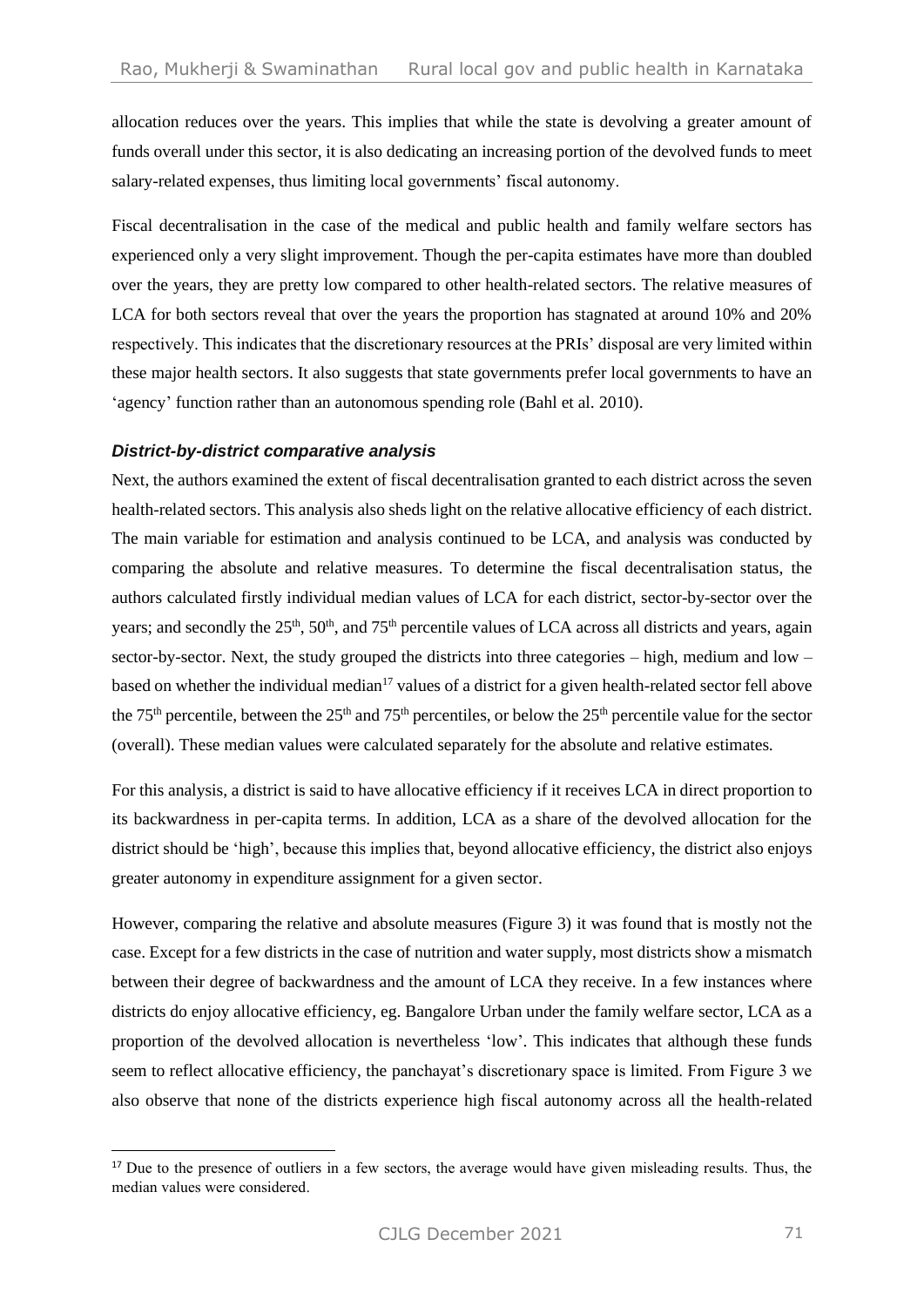allocation reduces over the years. This implies that while the state is devolving a greater amount of funds overall under this sector, it is also dedicating an increasing portion of the devolved funds to meet salary-related expenses, thus limiting local governments' fiscal autonomy.

Fiscal decentralisation in the case of the medical and public health and family welfare sectors has experienced only a very slight improvement. Though the per-capita estimates have more than doubled over the years, they are pretty low compared to other health-related sectors. The relative measures of LCA for both sectors reveal that over the years the proportion has stagnated at around 10% and 20% respectively. This indicates that the discretionary resources at the PRIs' disposal are very limited within these major health sectors. It also suggests that state governments prefer local governments to have an 'agency' function rather than an autonomous spending role (Bahl et al. 2010).

### *District-by-district comparative analysis*

Next, the authors examined the extent of fiscal decentralisation granted to each district across the seven health-related sectors. This analysis also sheds light on the relative allocative efficiency of each district. The main variable for estimation and analysis continued to be LCA, and analysis was conducted by comparing the absolute and relative measures. To determine the fiscal decentralisation status, the authors calculated firstly individual median values of LCA for each district, sector-by-sector over the years; and secondly the 25th, 50th, and 75th percentile values of LCA across all districts and years, again sector-by-sector. Next, the study grouped the districts into three categories – high, medium and low – based on whether the individual median[17] values of a district for a given health-related sector fell above the 75th percentile, between the 25th and 75th percentiles, or below the 25th percentile value for the sector (overall). These median values were calculated separately for the absolute and relative estimates.

For this analysis, a district is said to have allocative efficiency if it receives LCA in direct proportion to its backwardness in per-capita terms. In addition, LCA as a share of the devolved allocation for the district should be 'high', because this implies that, beyond allocative efficiency, the district also enjoys greater autonomy in expenditure assignment for a given sector.

However, comparing the relative and absolute measures (Figure 3) it was found that is mostly not the case. Except for a few districts in the case of nutrition and water supply, most districts show a mismatch between their degree of backwardness and the amount of LCA they receive. In a few instances where districts do enjoy allocative efficiency, eg. Bangalore Urban under the family welfare sector, LCA as a proportion of the devolved allocation is nevertheless 'low'. This indicates that although these funds seem to reflect allocative efficiency, the panchayat's discretionary space is limited. From Figure 3 we also observe that none of the districts experience high fiscal autonomy across all the health-related

[17] Due to the presence of outliers in a few sectors, the average would have given misleading results. Thus, the median values were considered.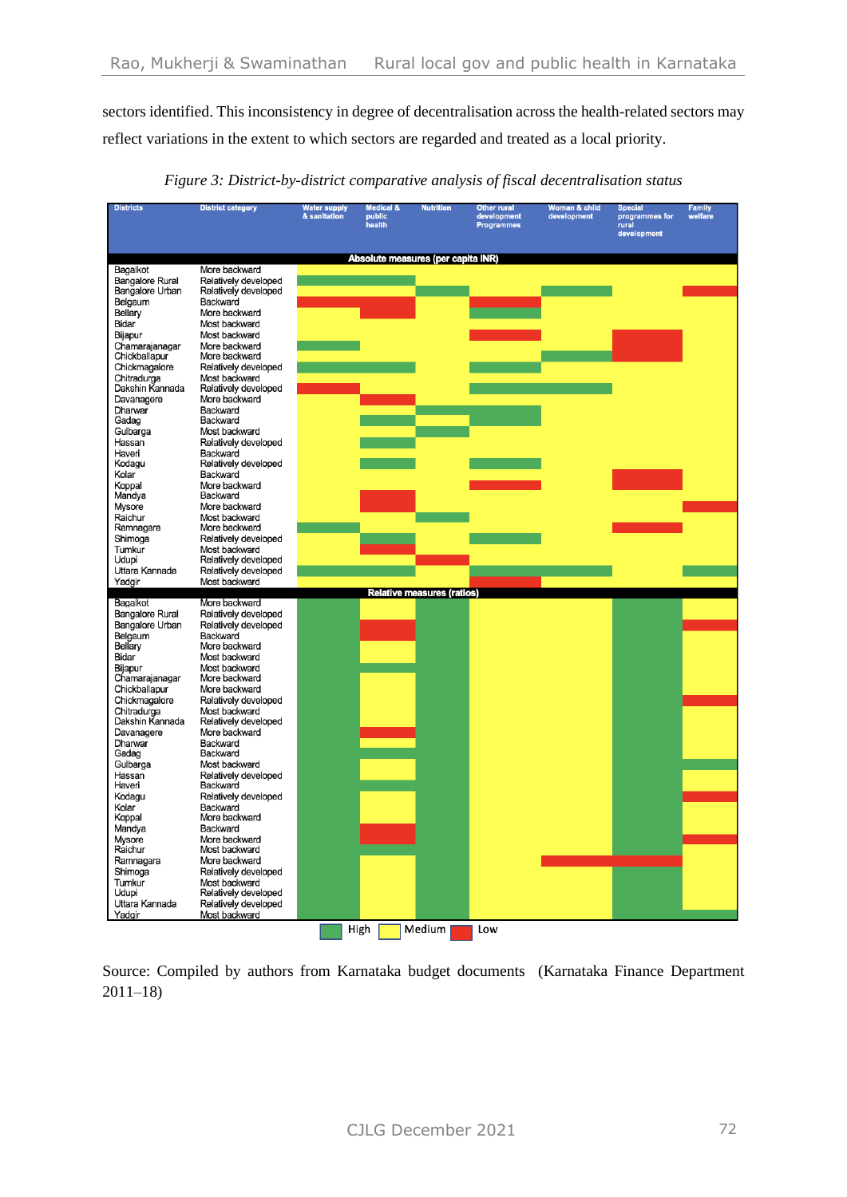sectors identified. This inconsistency in degree of decentralisation across the health-related sectors may reflect variations in the extent to which sectors are regarded and treated as a local priority.

*Figure 3: District-by-district comparative analysis of fiscal decentralisation status*

**Absolute measures (per capita INR)**

| Districts | District category | Water supply & sanitation | Medical & public health | Nutrition | Other rural development Programmes | Woman & child development | Special programmes for rural development | Family welfare |
|---|---|---|---|---|---|---|---|---|
| Bagalkot | More backward | Medium | Medium | Medium | Medium | Medium | Medium | Medium |
| Bangalore Rural | Relatively developed | High | High | Medium | Medium | Medium | Medium | Medium |
| Bangalore Urban | Relatively developed | Medium | Medium | High | High | High | Medium | Low |
| Belgaum | Backward | Low | Low | Medium | Low | Medium | Medium | Medium |
| Bellary | More backward | Medium | Low | Medium | High | Medium | Medium | Medium |
| Bidar | Most backward | Medium | Medium | Medium | Medium | Medium | Medium | Medium |
| Bijapur | Most backward | Medium | Medium | Medium | Low | Medium | Low | Medium |
| Chamarajanagar | More backward | High | Medium | Medium | Medium | Medium | Low | Medium |
| Chickballapur | More backward | Medium | Medium | Medium | Medium | High | Low | Medium |
| Chickmagalore | Relatively developed | High | High | Medium | High | Medium | Medium | Medium |
| Chitradurga | Most backward | Medium | Medium | Medium | Medium | Medium | Medium | Medium |
| Dakshin Kannada | Relatively developed | Low | Medium | Medium | High | High | Medium | Medium |
| Davanagere | More backward | Medium | Low | Medium | Medium | Medium | Medium | Medium |
| Dharwar | Backward | Medium | Medium | High | High | Medium | Medium | Medium |
| Gadag | Backward | Medium | High | Medium | High | Medium | Medium | Medium |
| Gulbarga | Most backward | Medium | Medium | High | Medium | Medium | Medium | Medium |
| Hassan | Relatively developed | Medium | High | Medium | Medium | Medium | Medium | Medium |
| Haveri | Backward | Medium | Medium | Medium | Medium | Medium | Medium | Medium |
| Kodagu | Relatively developed | Medium | High | Medium | High | Medium | Medium | Medium |
| Kolar | Backward | Medium | Medium | Medium | Medium | Medium | Low | Medium |
| Koppal | More backward | Medium | Medium | Medium | Low | Medium | Low | Medium |
| Mandya | Backward | Medium | Low | Medium | Medium | Medium | Medium | Medium |
| Mysore | More backward | Medium | Low | Medium | Medium | Medium | Medium | Low |
| Raichur | Most backward | Medium | Medium | High | Medium | Medium | Medium | Medium |
| Ramnagara | More backward | High | Medium | Medium | Medium | Medium | Low | Medium |
| Shimoga | Relatively developed | Medium | High | Medium | High | Medium | Medium | Medium |
| Tumkur | Most backward | Medium | Low | Medium | Medium | Medium | Medium | Medium |
| Udupi | Relatively developed | Medium | Medium | Low | Medium | Medium | Medium | Medium |
| Uttara Kannada | Relatively developed | High | High | Medium | High | High | Medium | High |
| Yadgir | Most backward | Medium | Medium | Medium | Low | Medium | Medium | Medium |

**Relative measures (ratios)**

| Districts | District category | Water supply & sanitation | Medical & public health | Nutrition | Other rural development Programmes | Woman & child development | Special programmes for rural development | Family welfare |
|---|---|---|---|---|---|---|---|---|
| Bagalkot | More backward | High | Medium | High | Medium | Medium | High | Medium |
| Bangalore Rural | Relatively developed | High | Medium | High | Medium | Medium | High | Medium |
| Bangalore Urban | Relatively developed | High | Low | High | Medium | Medium | High | Low |
| Belgaum | Backward | High | Low | High | Medium | Medium | High | Medium |
| Bellary | More backward | High | Medium | High | Medium | Medium | High | Medium |
| Bidar | Most backward | High | Medium | High | Medium | Medium | High | Medium |
| Bijapur | Most backward | High | High | High | Medium | Medium | High | Medium |
| Chamarajanagar | More backward | High | Medium | High | Medium | Medium | High | Medium |
| Chickballapur | More backward | High | Medium | High | Medium | Medium | High | Medium |
| Chickmagalore | Relatively developed | High | Medium | High | Medium | Medium | High | Low |
| Chitradurga | Most backward | High | Medium | High | Medium | Medium | High | Medium |
| Dakshin Kannada | Relatively developed | High | Medium | High | Medium | Medium | High | Medium |
| Davanagere | More backward | High | Low | High | Medium | Medium | High | Medium |
| Dharwar | Backward | High | Medium | High | Medium | Medium | High | Medium |
| Gadag | Backward | High | High | High | Medium | Medium | High | Medium |
| Gulbarga | Most backward | High | Medium | High | Medium | Medium | High | High |
| Hassan | Relatively developed | High | Medium | High | Medium | Medium | High | Medium |
| Haveri | Backward | High | High | High | Medium | Medium | High | Medium |
| Kodagu | Relatively developed | High | Medium | High | Medium | Medium | High | Low |
| Kolar | Backward | High | Medium | High | Medium | Medium | High | Medium |
| Koppal | More backward | High | Medium | High | Medium | Medium | High | Medium |
| Mandya | Backward | High | Low | High | Medium | Medium | High | Medium |
| Mysore | More backward | High | Low | High | Medium | Medium | High | Low |
| Raichur | Most backward | High | High | High | Medium | Medium | High | Medium |
| Ramnagara | More backward | High | Medium | High | Medium | Low | Low | Medium |
| Shimoga | Relatively developed | High | Medium | High | Medium | Medium | High | Medium |
| Tumkur | Most backward | High | Medium | High | Medium | Medium | High | Medium |
| Udupi | Relatively developed | High | Medium | High | Medium | Medium | High | Medium |
| Uttara Kannada | Relatively developed | High | Medium | High | Medium | Medium | High | Medium |
| Yadgir | Most backward | High | Medium | High | Medium | Medium | High | High |

Legend: High / Medium / Low

Source: Compiled by authors from Karnataka budget documents (Karnataka Finance Department 2011–18)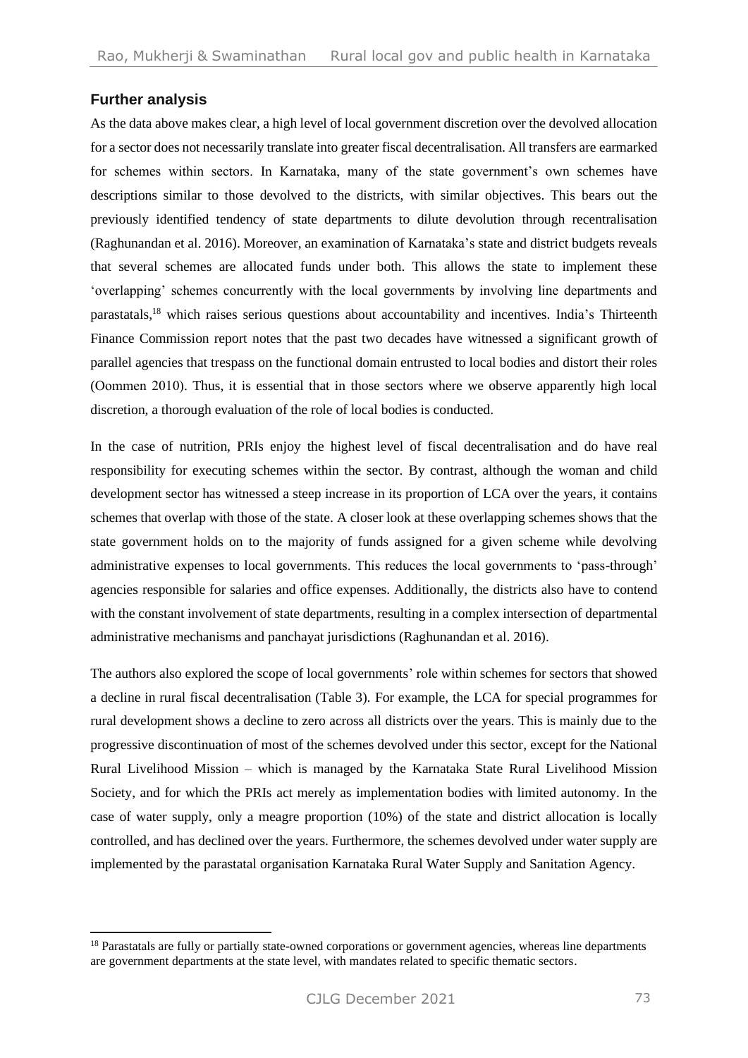## Further analysis

As the data above makes clear, a high level of local government discretion over the devolved allocation for a sector does not necessarily translate into greater fiscal decentralisation. All transfers are earmarked for schemes within sectors. In Karnataka, many of the state government's own schemes have descriptions similar to those devolved to the districts, with similar objectives. This bears out the previously identified tendency of state departments to dilute devolution through recentralisation (Raghunandan et al. 2016). Moreover, an examination of Karnataka's state and district budgets reveals that several schemes are allocated funds under both. This allows the state to implement these 'overlapping' schemes concurrently with the local governments by involving line departments and parastatals,[18] which raises serious questions about accountability and incentives. India's Thirteenth Finance Commission report notes that the past two decades have witnessed a significant growth of parallel agencies that trespass on the functional domain entrusted to local bodies and distort their roles (Oommen 2010). Thus, it is essential that in those sectors where we observe apparently high local discretion, a thorough evaluation of the role of local bodies is conducted.

In the case of nutrition, PRIs enjoy the highest level of fiscal decentralisation and do have real responsibility for executing schemes within the sector. By contrast, although the woman and child development sector has witnessed a steep increase in its proportion of LCA over the years, it contains schemes that overlap with those of the state. A closer look at these overlapping schemes shows that the state government holds on to the majority of funds assigned for a given scheme while devolving administrative expenses to local governments. This reduces the local governments to 'pass-through' agencies responsible for salaries and office expenses. Additionally, the districts also have to contend with the constant involvement of state departments, resulting in a complex intersection of departmental administrative mechanisms and panchayat jurisdictions (Raghunandan et al. 2016).

The authors also explored the scope of local governments' role within schemes for sectors that showed a decline in rural fiscal decentralisation (Table 3). For example, the LCA for special programmes for rural development shows a decline to zero across all districts over the years. This is mainly due to the progressive discontinuation of most of the schemes devolved under this sector, except for the National Rural Livelihood Mission – which is managed by the Karnataka State Rural Livelihood Mission Society, and for which the PRIs act merely as implementation bodies with limited autonomy. In the case of water supply, only a meagre proportion (10%) of the state and district allocation is locally controlled, and has declined over the years. Furthermore, the schemes devolved under water supply are implemented by the parastatal organisation Karnataka Rural Water Supply and Sanitation Agency.

[18] Parastatals are fully or partially state-owned corporations or government agencies, whereas line departments are government departments at the state level, with mandates related to specific thematic sectors.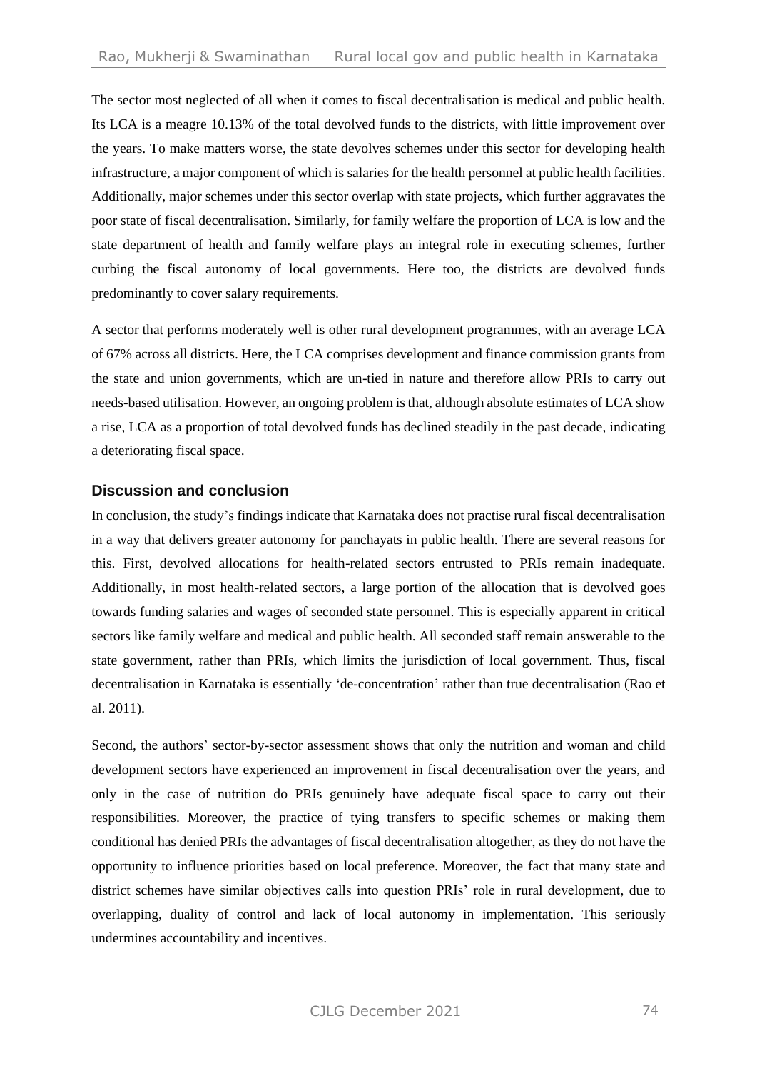The sector most neglected of all when it comes to fiscal decentralisation is medical and public health. Its LCA is a meagre 10.13% of the total devolved funds to the districts, with little improvement over the years. To make matters worse, the state devolves schemes under this sector for developing health infrastructure, a major component of which is salaries for the health personnel at public health facilities. Additionally, major schemes under this sector overlap with state projects, which further aggravates the poor state of fiscal decentralisation. Similarly, for family welfare the proportion of LCA is low and the state department of health and family welfare plays an integral role in executing schemes, further curbing the fiscal autonomy of local governments. Here too, the districts are devolved funds predominantly to cover salary requirements.

A sector that performs moderately well is other rural development programmes, with an average LCA of 67% across all districts. Here, the LCA comprises development and finance commission grants from the state and union governments, which are un-tied in nature and therefore allow PRIs to carry out needs-based utilisation. However, an ongoing problem is that, although absolute estimates of LCA show a rise, LCA as a proportion of total devolved funds has declined steadily in the past decade, indicating a deteriorating fiscal space.

## Discussion and conclusion

In conclusion, the study's findings indicate that Karnataka does not practise rural fiscal decentralisation in a way that delivers greater autonomy for panchayats in public health. There are several reasons for this. First, devolved allocations for health-related sectors entrusted to PRIs remain inadequate. Additionally, in most health-related sectors, a large portion of the allocation that is devolved goes towards funding salaries and wages of seconded state personnel. This is especially apparent in critical sectors like family welfare and medical and public health. All seconded staff remain answerable to the state government, rather than PRIs, which limits the jurisdiction of local government. Thus, fiscal decentralisation in Karnataka is essentially 'de-concentration' rather than true decentralisation (Rao et al. 2011).

Second, the authors' sector-by-sector assessment shows that only the nutrition and woman and child development sectors have experienced an improvement in fiscal decentralisation over the years, and only in the case of nutrition do PRIs genuinely have adequate fiscal space to carry out their responsibilities. Moreover, the practice of tying transfers to specific schemes or making them conditional has denied PRIs the advantages of fiscal decentralisation altogether, as they do not have the opportunity to influence priorities based on local preference. Moreover, the fact that many state and district schemes have similar objectives calls into question PRIs' role in rural development, due to overlapping, duality of control and lack of local autonomy in implementation. This seriously undermines accountability and incentives.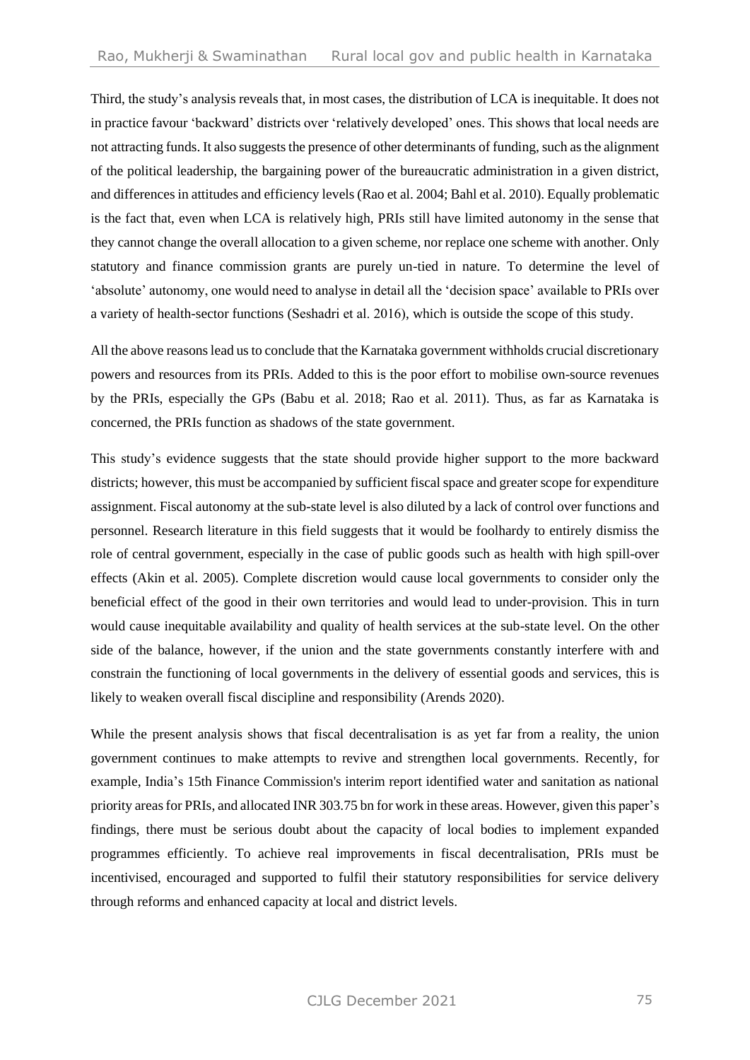Third, the study's analysis reveals that, in most cases, the distribution of LCA is inequitable. It does not in practice favour 'backward' districts over 'relatively developed' ones. This shows that local needs are not attracting funds. It also suggests the presence of other determinants of funding, such as the alignment of the political leadership, the bargaining power of the bureaucratic administration in a given district, and differences in attitudes and efficiency levels (Rao et al. 2004; Bahl et al. 2010). Equally problematic is the fact that, even when LCA is relatively high, PRIs still have limited autonomy in the sense that they cannot change the overall allocation to a given scheme, nor replace one scheme with another. Only statutory and finance commission grants are purely un-tied in nature. To determine the level of 'absolute' autonomy, one would need to analyse in detail all the 'decision space' available to PRIs over a variety of health-sector functions (Seshadri et al. 2016), which is outside the scope of this study.

All the above reasons lead us to conclude that the Karnataka government withholds crucial discretionary powers and resources from its PRIs. Added to this is the poor effort to mobilise own-source revenues by the PRIs, especially the GPs (Babu et al. 2018; Rao et al. 2011). Thus, as far as Karnataka is concerned, the PRIs function as shadows of the state government.

This study's evidence suggests that the state should provide higher support to the more backward districts; however, this must be accompanied by sufficient fiscal space and greater scope for expenditure assignment. Fiscal autonomy at the sub-state level is also diluted by a lack of control over functions and personnel. Research literature in this field suggests that it would be foolhardy to entirely dismiss the role of central government, especially in the case of public goods such as health with high spill-over effects (Akin et al. 2005). Complete discretion would cause local governments to consider only the beneficial effect of the good in their own territories and would lead to under-provision. This in turn would cause inequitable availability and quality of health services at the sub-state level. On the other side of the balance, however, if the union and the state governments constantly interfere with and constrain the functioning of local governments in the delivery of essential goods and services, this is likely to weaken overall fiscal discipline and responsibility (Arends 2020).

While the present analysis shows that fiscal decentralisation is as yet far from a reality, the union government continues to make attempts to revive and strengthen local governments. Recently, for example, India's 15th Finance Commission's interim report identified water and sanitation as national priority areas for PRIs, and allocated INR 303.75 bn for work in these areas. However, given this paper's findings, there must be serious doubt about the capacity of local bodies to implement expanded programmes efficiently. To achieve real improvements in fiscal decentralisation, PRIs must be incentivised, encouraged and supported to fulfil their statutory responsibilities for service delivery through reforms and enhanced capacity at local and district levels.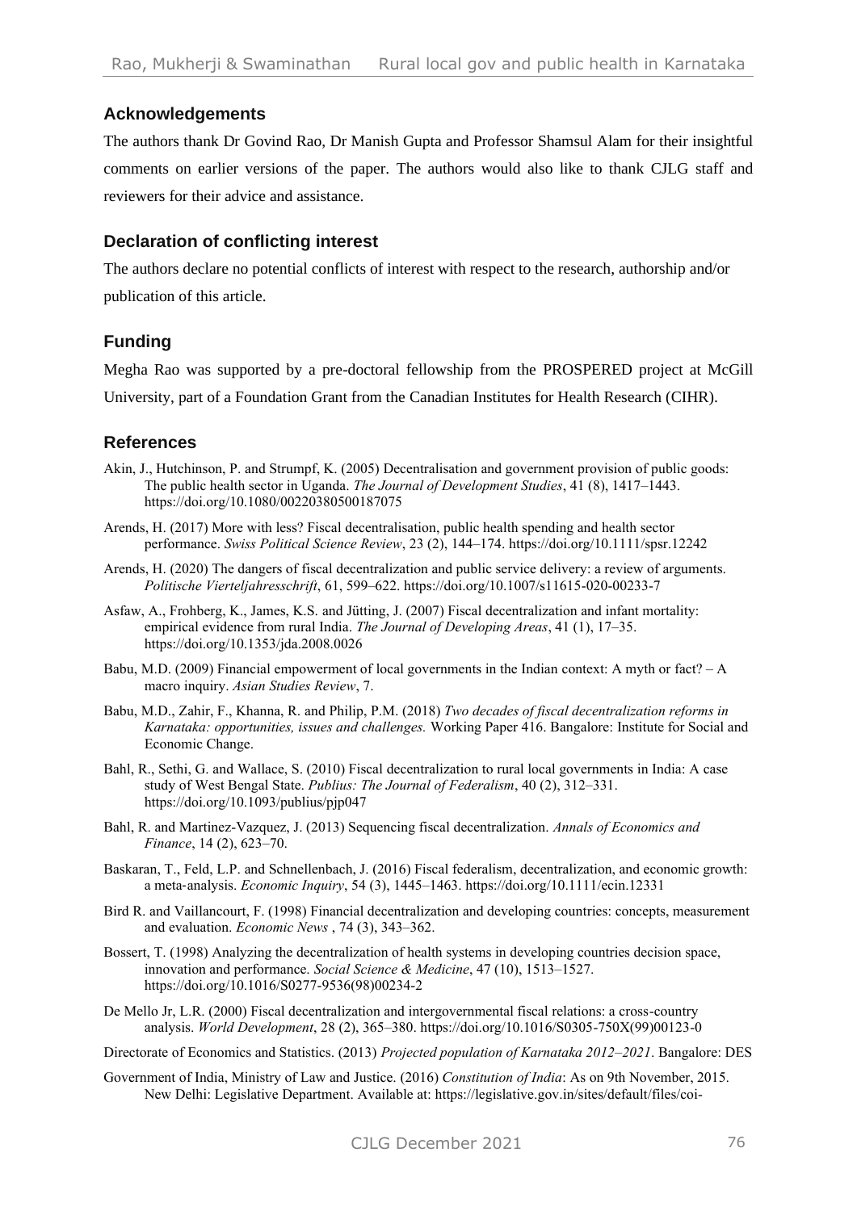## Acknowledgements

The authors thank Dr Govind Rao, Dr Manish Gupta and Professor Shamsul Alam for their insightful comments on earlier versions of the paper. The authors would also like to thank CJLG staff and reviewers for their advice and assistance.

## Declaration of conflicting interest

The authors declare no potential conflicts of interest with respect to the research, authorship and/or publication of this article.

## Funding

Megha Rao was supported by a pre-doctoral fellowship from the PROSPERED project at McGill University, part of a Foundation Grant from the Canadian Institutes for Health Research (CIHR).

## References

Akin, J., Hutchinson, P. and Strumpf, K. (2005) Decentralisation and government provision of public goods: The public health sector in Uganda. *The Journal of Development Studies*, 41 (8), 1417–1443. https://doi.org/10.1080/00220380500187075

Arends, H. (2017) More with less? Fiscal decentralisation, public health spending and health sector performance. *Swiss Political Science Review*, 23 (2), 144–174. https://doi.org/10.1111/spsr.12242

Arends, H. (2020) The dangers of fiscal decentralization and public service delivery: a review of arguments. *Politische Vierteljahresschrift*, 61, 599–622. https://doi.org/10.1007/s11615-020-00233-7

Asfaw, A., Frohberg, K., James, K.S. and Jütting, J. (2007) Fiscal decentralization and infant mortality: empirical evidence from rural India. *The Journal of Developing Areas*, 41 (1), 17–35. https://doi.org/10.1353/jda.2008.0026

Babu, M.D. (2009) Financial empowerment of local governments in the Indian context: A myth or fact? – A macro inquiry. *Asian Studies Review*, 7.

Babu, M.D., Zahir, F., Khanna, R. and Philip, P.M. (2018) *Two decades of fiscal decentralization reforms in Karnataka: opportunities, issues and challenges.* Working Paper 416. Bangalore: Institute for Social and Economic Change.

Bahl, R., Sethi, G. and Wallace, S. (2010) Fiscal decentralization to rural local governments in India: A case study of West Bengal State. *Publius: The Journal of Federalism*, 40 (2), 312–331. https://doi.org/10.1093/publius/pjp047

Bahl, R. and Martinez-Vazquez, J. (2013) Sequencing fiscal decentralization. *Annals of Economics and Finance*, 14 (2), 623–70.

Baskaran, T., Feld, L.P. and Schnellenbach, J. (2016) Fiscal federalism, decentralization, and economic growth: a meta‐analysis. *Economic Inquiry*, 54 (3), 1445–1463. https://doi.org/10.1111/ecin.12331

Bird R. and Vaillancourt, F. (1998) Financial decentralization and developing countries: concepts, measurement and evaluation. *Economic News* , 74 (3), 343–362.

Bossert, T. (1998) Analyzing the decentralization of health systems in developing countries decision space, innovation and performance. *Social Science & Medicine*, 47 (10), 1513–1527. https://doi.org/10.1016/S0277-9536(98)00234-2

De Mello Jr, L.R. (2000) Fiscal decentralization and intergovernmental fiscal relations: a cross-country analysis. *World Development*, 28 (2), 365–380. https://doi.org/10.1016/S0305-750X(99)00123-0

Directorate of Economics and Statistics. (2013) *Projected population of Karnataka 2012–2021*. Bangalore: DES

Government of India, Ministry of Law and Justice. (2016) *Constitution of India*: As on 9th November, 2015. New Delhi: Legislative Department. Available at: https://legislative.gov.in/sites/default/files/coi-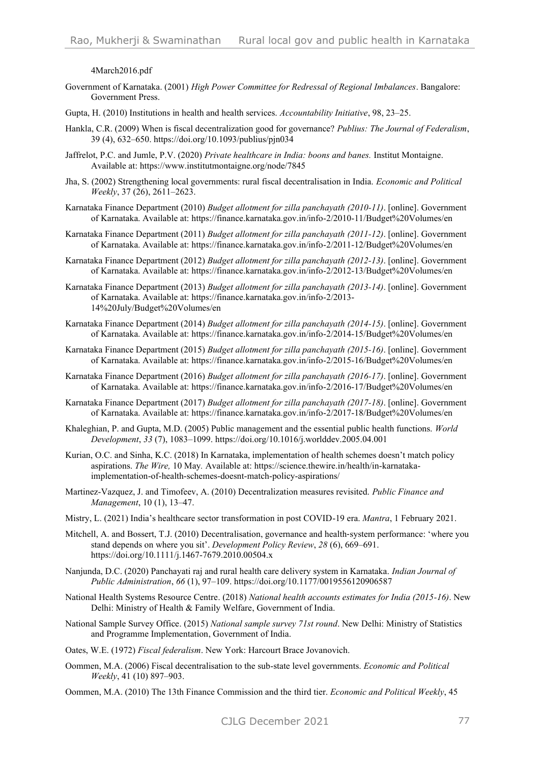4March2016.pdf

Government of Karnataka. (2001) *High Power Committee for Redressal of Regional Imbalances*. Bangalore: Government Press.

Gupta, H. (2010) Institutions in health and health services. *Accountability Initiative*, 98, 23–25.

Hankla, C.R. (2009) When is fiscal decentralization good for governance? *Publius: The Journal of Federalism*, 39 (4), 632–650. https://doi.org/10.1093/publius/pjn034

Jaffrelot, P.C. and Jumle, P.V. (2020) *Private healthcare in India: boons and banes.* Institut Montaigne. Available at: https://www.institutmontaigne.org/node/7845

Jha, S. (2002) Strengthening local governments: rural fiscal decentralisation in India. *Economic and Political Weekly*, 37 (26), 2611–2623.

Karnataka Finance Department (2010) *Budget allotment for zilla panchayath (2010-11)*. [online]. Government of Karnataka. Available at: https://finance.karnataka.gov.in/info-2/2010-11/Budget%20Volumes/en

Karnataka Finance Department (2011) *Budget allotment for zilla panchayath (2011-12)*. [online]. Government of Karnataka. Available at: https://finance.karnataka.gov.in/info-2/2011-12/Budget%20Volumes/en

Karnataka Finance Department (2012) *Budget allotment for zilla panchayath (2012-13)*. [online]. Government of Karnataka. Available at: https://finance.karnataka.gov.in/info-2/2012-13/Budget%20Volumes/en

Karnataka Finance Department (2013) *Budget allotment for zilla panchayath (2013-14)*. [online]. Government of Karnataka. Available at: https://finance.karnataka.gov.in/info-2/2013-14%20July/Budget%20Volumes/en

Karnataka Finance Department (2014) *Budget allotment for zilla panchayath (2014-15)*. [online]. Government of Karnataka. Available at: https://finance.karnataka.gov.in/info-2/2014-15/Budget%20Volumes/en

Karnataka Finance Department (2015) *Budget allotment for zilla panchayath (2015-16)*. [online]. Government of Karnataka. Available at: https://finance.karnataka.gov.in/info-2/2015-16/Budget%20Volumes/en

Karnataka Finance Department (2016) *Budget allotment for zilla panchayath (2016-17)*. [online]. Government of Karnataka. Available at: https://finance.karnataka.gov.in/info-2/2016-17/Budget%20Volumes/en

Karnataka Finance Department (2017) *Budget allotment for zilla panchayath (2017-18)*. [online]. Government of Karnataka. Available at: https://finance.karnataka.gov.in/info-2/2017-18/Budget%20Volumes/en

Khaleghian, P. and Gupta, M.D. (2005) Public management and the essential public health functions. *World Development*, *33* (7), 1083–1099. https://doi.org/10.1016/j.worlddev.2005.04.001

Kurian, O.C. and Sinha, K.C. (2018) In Karnataka, implementation of health schemes doesn't match policy aspirations. *The Wire,* 10 May*.* Available at: https://science.thewire.in/health/in-karnataka-implementation-of-health-schemes-doesnt-match-policy-aspirations/

Martinez-Vazquez, J. and Timofeev, A. (2010) Decentralization measures revisited. *Public Finance and Management*, 10 (1), 13–47.

Mistry, L. (2021) India's healthcare sector transformation in post COVID-19 era. *Mantra*, 1 February 2021.

Mitchell, A. and Bossert, T.J. (2010) Decentralisation, governance and health-system performance: 'where you stand depends on where you sit'. *Development Policy Review*, *28* (6), 669–691. https://doi.org/10.1111/j.1467-7679.2010.00504.x

Nanjunda, D.C. (2020) Panchayati raj and rural health care delivery system in Karnataka. *Indian Journal of Public Administration*, *66* (1), 97–109. https://doi.org/10.1177/0019556120906587

National Health Systems Resource Centre. (2018) *National health accounts estimates for India (2015-16)*. New Delhi: Ministry of Health & Family Welfare, Government of India.

National Sample Survey Office. (2015) *National sample survey 71st round*. New Delhi: Ministry of Statistics and Programme Implementation, Government of India.

Oates, W.E. (1972) *Fiscal federalism*. New York: Harcourt Brace Jovanovich.

Oommen, M.A. (2006) Fiscal decentralisation to the sub-state level governments. *Economic and Political Weekly*, 41 (10) 897–903.

Oommen, M.A. (2010) The 13th Finance Commission and the third tier. *Economic and Political Weekly*, 45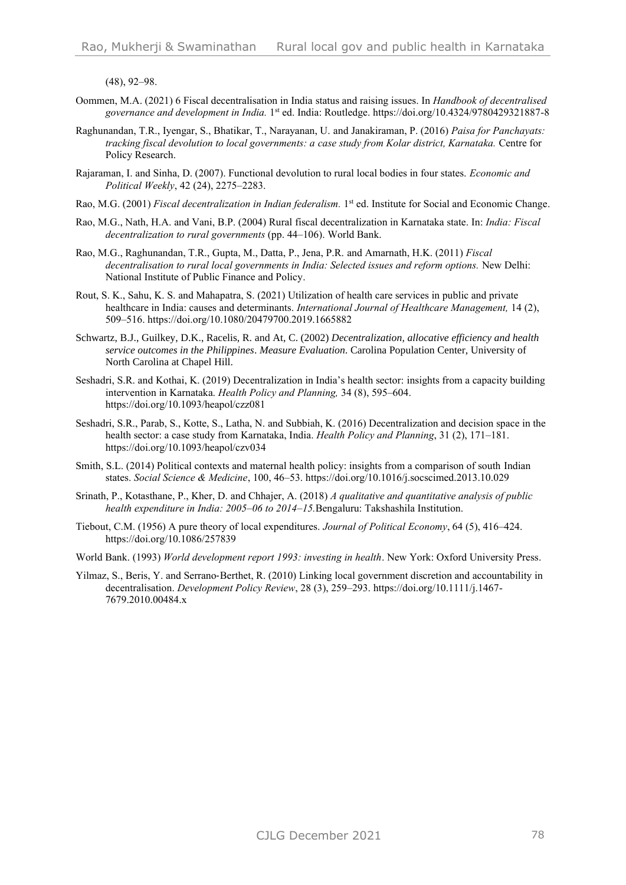(48), 92–98.

Oommen, M.A. (2021) 6 Fiscal decentralisation in India status and raising issues. In *Handbook of decentralised governance and development in India.* 1st ed. India: Routledge. https://doi.org/10.4324/9780429321887-8

Raghunandan, T.R., Iyengar, S., Bhatikar, T., Narayanan, U. and Janakiraman, P. (2016) *Paisa for Panchayats: tracking fiscal devolution to local governments: a case study from Kolar district, Karnataka.* Centre for Policy Research.

Rajaraman, I. and Sinha, D. (2007). Functional devolution to rural local bodies in four states. *Economic and Political Weekly*, 42 (24), 2275–2283.

Rao, M.G. (2001) *Fiscal decentralization in Indian federalism.* 1st ed. Institute for Social and Economic Change.

Rao, M.G., Nath, H.A. and Vani, B.P. (2004) Rural fiscal decentralization in Karnataka state. In: *India: Fiscal decentralization to rural governments* (pp. 44–106). World Bank.

Rao, M.G., Raghunandan, T.R., Gupta, M., Datta, P., Jena, P.R. and Amarnath, H.K. (2011) *Fiscal decentralisation to rural local governments in India: Selected issues and reform options.* New Delhi: National Institute of Public Finance and Policy.

Rout, S. K., Sahu, K. S. and Mahapatra, S. (2021) Utilization of health care services in public and private healthcare in India: causes and determinants. *International Journal of Healthcare Management,* 14 (2), 509–516. https://doi.org/10.1080/20479700.2019.1665882

Schwartz, B.J., Guilkey, D.K., Racelis, R. and At, C. (2002) *Decentralization, allocative efficiency and health service outcomes in the Philippines*. *Measure Evaluation*. Carolina Population Center, University of North Carolina at Chapel Hill.

Seshadri, S.R. and Kothai, K. (2019) Decentralization in India's health sector: insights from a capacity building intervention in Karnataka. *Health Policy and Planning,* 34 (8), 595–604. https://doi.org/10.1093/heapol/czz081

Seshadri, S.R., Parab, S., Kotte, S., Latha, N. and Subbiah, K. (2016) Decentralization and decision space in the health sector: a case study from Karnataka, India. *Health Policy and Planning*, 31 (2), 171–181. https://doi.org/10.1093/heapol/czv034

Smith, S.L. (2014) Political contexts and maternal health policy: insights from a comparison of south Indian states. *Social Science & Medicine*, 100, 46–53. https://doi.org/10.1016/j.socscimed.2013.10.029

Srinath, P., Kotasthane, P., Kher, D. and Chhajer, A. (2018) *A qualitative and quantitative analysis of public health expenditure in India: 2005–06 to 2014–15.*Bengaluru: Takshashila Institution.

Tiebout, C.M. (1956) A pure theory of local expenditures. *Journal of Political Economy*, 64 (5), 416–424. https://doi.org/10.1086/257839

World Bank. (1993) *World development report 1993: investing in health*. New York: Oxford University Press.

Yilmaz, S., Beris, Y. and Serrano‐Berthet, R. (2010) Linking local government discretion and accountability in decentralisation. *Development Policy Review*, 28 (3), 259–293. https://doi.org/10.1111/j.1467-7679.2010.00484.x